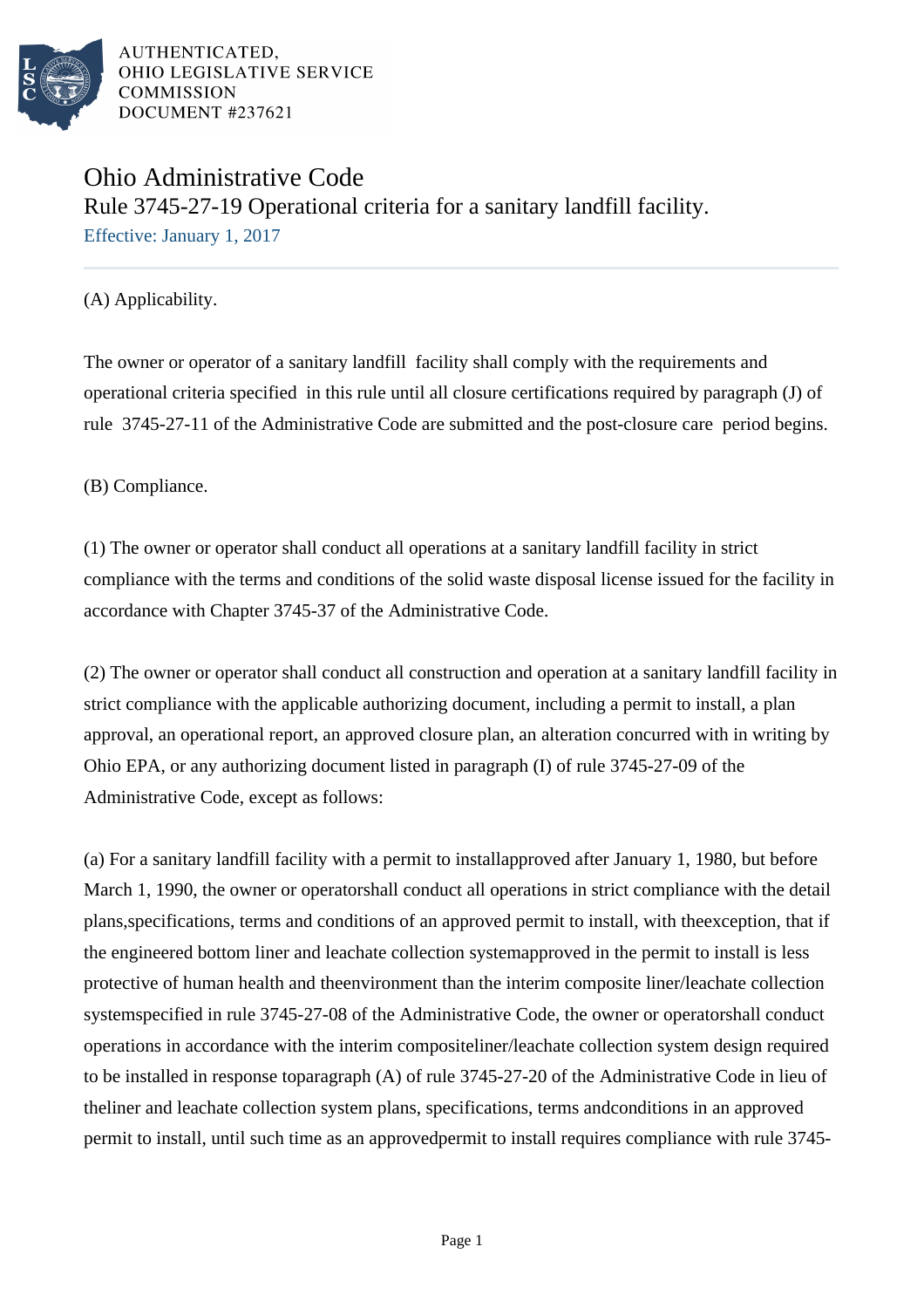AUTHENTICATED,
OHIO LEGISLATIVE SERVICE
COMMISSION
DOCUMENT #237621

# Ohio Administrative Code

## Rule 3745-27-19 Operational criteria for a sanitary landfill facility.

Effective: January 1, 2017

(A) Applicability.

The owner or operator of a sanitary landfill facility shall comply with the requirements and operational criteria specified in this rule until all closure certifications required by paragraph (J) of rule 3745-27-11 of the Administrative Code are submitted and the post-closure care period begins.

(B) Compliance.

(1) The owner or operator shall conduct all operations at a sanitary landfill facility in strict compliance with the terms and conditions of the solid waste disposal license issued for the facility in accordance with Chapter 3745-37 of the Administrative Code.

(2) The owner or operator shall conduct all construction and operation at a sanitary landfill facility in strict compliance with the applicable authorizing document, including a permit to install, a plan approval, an operational report, an approved closure plan, an alteration concurred with in writing by Ohio EPA, or any authorizing document listed in paragraph (I) of rule 3745-27-09 of the Administrative Code, except as follows:

(a) For a sanitary landfill facility with a permit to installapproved after January 1, 1980, but before March 1, 1990, the owner or operatorshall conduct all operations in strict compliance with the detail plans,specifications, terms and conditions of an approved permit to install, with theexception, that if the engineered bottom liner and leachate collection systemapproved in the permit to install is less protective of human health and theenvironment than the interim composite liner/leachate collection systemspecified in rule 3745-27-08 of the Administrative Code, the owner or operatorshall conduct operations in accordance with the interim compositeliner/leachate collection system design required to be installed in response toparagraph (A) of rule 3745-27-20 of the Administrative Code in lieu of theliner and leachate collection system plans, specifications, terms andconditions in an approved permit to install, until such time as an approvedpermit to install requires compliance with rule 3745-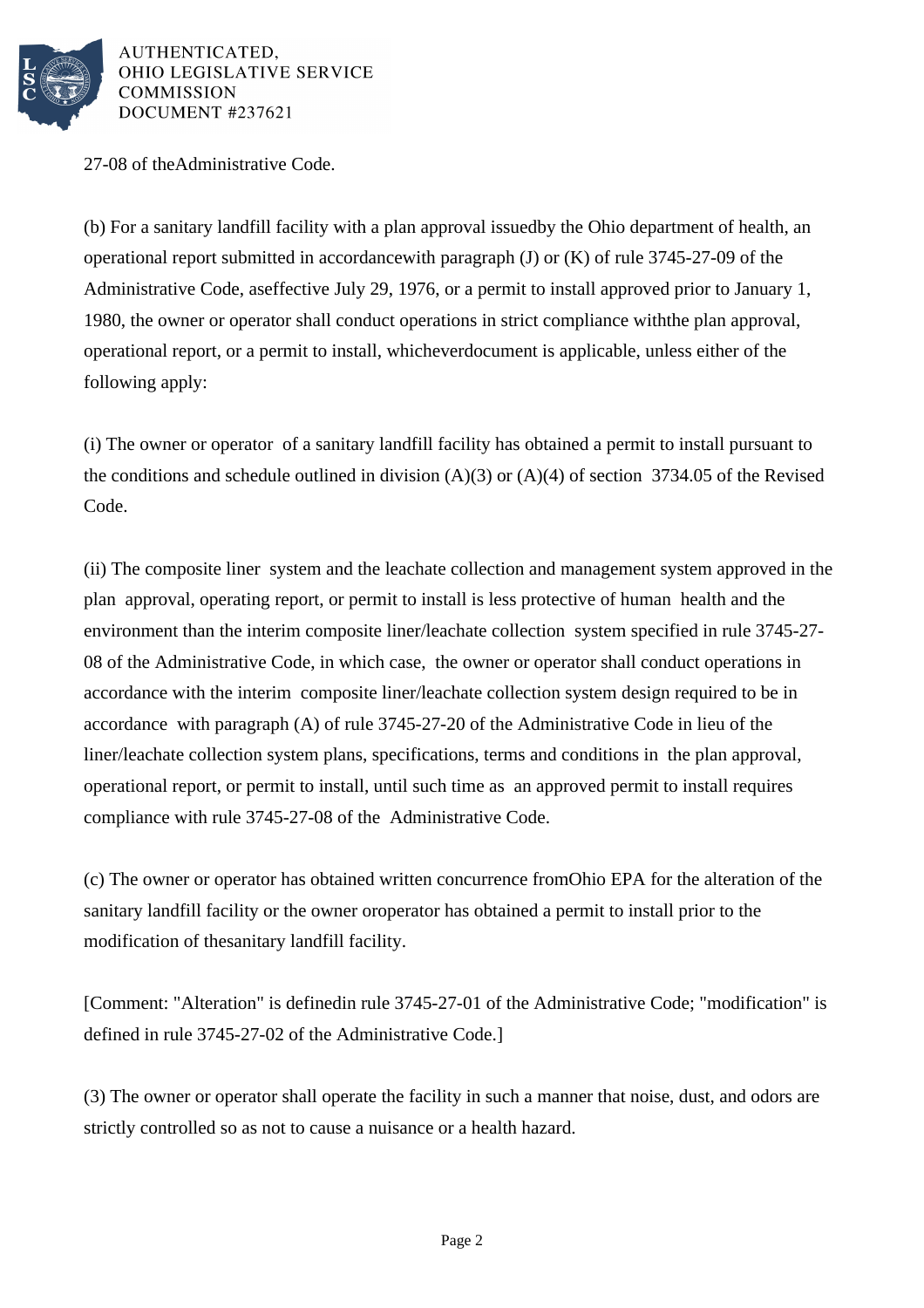27-08 of theAdministrative Code.

(b) For a sanitary landfill facility with a plan approval issuedby the Ohio department of health, an operational report submitted in accordancewith paragraph (J) or (K) of rule 3745-27-09 of the Administrative Code, aseffective July 29, 1976, or a permit to install approved prior to January 1, 1980, the owner or operator shall conduct operations in strict compliance withthe plan approval, operational report, or a permit to install, whicheverdocument is applicable, unless either of the following apply:

(i) The owner or operator of a sanitary landfill facility has obtained a permit to install pursuant to the conditions and schedule outlined in division (A)(3) or (A)(4) of section 3734.05 of the Revised Code.

(ii) The composite liner system and the leachate collection and management system approved in the plan approval, operating report, or permit to install is less protective of human health and the environment than the interim composite liner/leachate collection system specified in rule 3745-27-08 of the Administrative Code, in which case, the owner or operator shall conduct operations in accordance with the interim composite liner/leachate collection system design required to be in accordance with paragraph (A) of rule 3745-27-20 of the Administrative Code in lieu of the liner/leachate collection system plans, specifications, terms and conditions in the plan approval, operational report, or permit to install, until such time as an approved permit to install requires compliance with rule 3745-27-08 of the Administrative Code.

(c) The owner or operator has obtained written concurrence fromOhio EPA for the alteration of the sanitary landfill facility or the owner oroperator has obtained a permit to install prior to the modification of thesanitary landfill facility.

[Comment: "Alteration" is definedin rule 3745-27-01 of the Administrative Code; "modification" is defined in rule 3745-27-02 of the Administrative Code.]

(3) The owner or operator shall operate the facility in such a manner that noise, dust, and odors are strictly controlled so as not to cause a nuisance or a health hazard.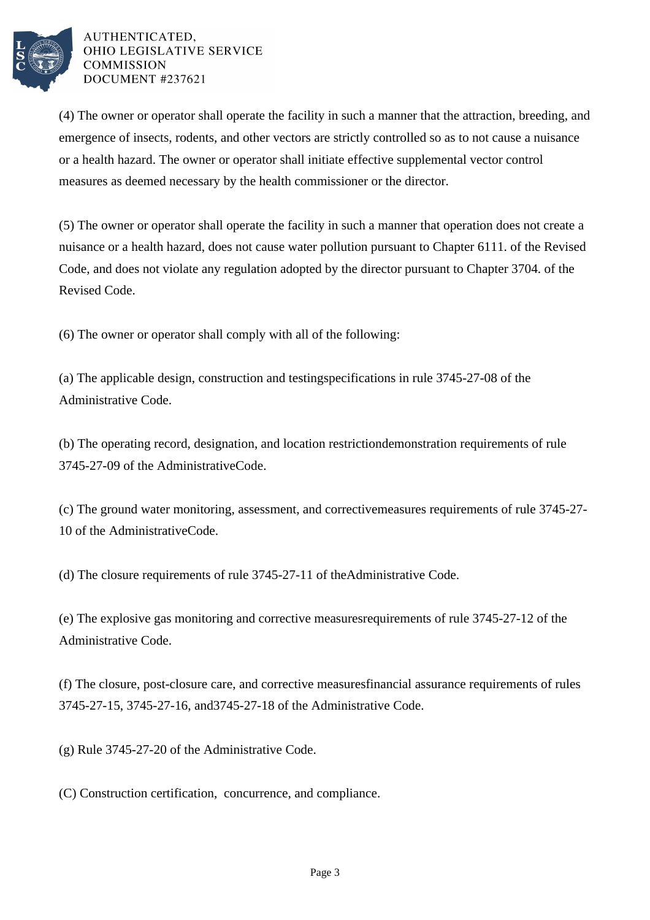(4) The owner or operator shall operate the facility in such a manner that the attraction, breeding, and emergence of insects, rodents, and other vectors are strictly controlled so as to not cause a nuisance or a health hazard. The owner or operator shall initiate effective supplemental vector control measures as deemed necessary by the health commissioner or the director.

(5) The owner or operator shall operate the facility in such a manner that operation does not create a nuisance or a health hazard, does not cause water pollution pursuant to Chapter 6111. of the Revised Code, and does not violate any regulation adopted by the director pursuant to Chapter 3704. of the Revised Code.

(6) The owner or operator shall comply with all of the following:

(a) The applicable design, construction and testingspecifications in rule 3745-27-08 of the Administrative Code.

(b) The operating record, designation, and location restrictiondemonstration requirements of rule 3745-27-09 of the AdministrativeCode.

(c) The ground water monitoring, assessment, and correctivemeasures requirements of rule 3745-27-10 of the AdministrativeCode.

(d) The closure requirements of rule 3745-27-11 of theAdministrative Code.

(e) The explosive gas monitoring and corrective measuresrequirements of rule 3745-27-12 of the Administrative Code.

(f) The closure, post-closure care, and corrective measuresfinancial assurance requirements of rules 3745-27-15, 3745-27-16, and3745-27-18 of the Administrative Code.

(g) Rule 3745-27-20 of the Administrative Code.

(C) Construction certification, concurrence, and compliance.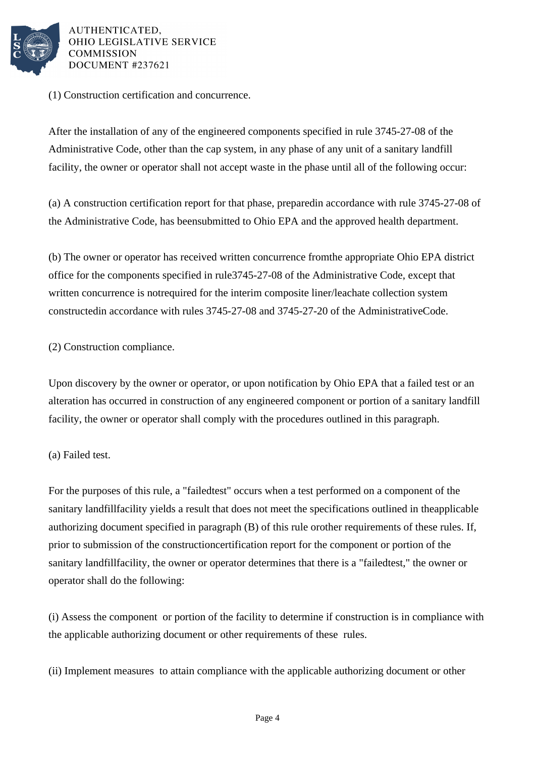(1) Construction certification and concurrence.

After the installation of any of the engineered components specified in rule 3745-27-08 of the Administrative Code, other than the cap system, in any phase of any unit of a sanitary landfill facility, the owner or operator shall not accept waste in the phase until all of the following occur:

(a) A construction certification report for that phase, preparedin accordance with rule 3745-27-08 of the Administrative Code, has beensubmitted to Ohio EPA and the approved health department.

(b) The owner or operator has received written concurrence fromthe appropriate Ohio EPA district office for the components specified in rule3745-27-08 of the Administrative Code, except that written concurrence is notrequired for the interim composite liner/leachate collection system constructedin accordance with rules 3745-27-08 and 3745-27-20 of the AdministrativeCode.

(2) Construction compliance.

Upon discovery by the owner or operator, or upon notification by Ohio EPA that a failed test or an alteration has occurred in construction of any engineered component or portion of a sanitary landfill facility, the owner or operator shall comply with the procedures outlined in this paragraph.

(a) Failed test.

For the purposes of this rule, a "failedtest" occurs when a test performed on a component of the sanitary landfillfacility yields a result that does not meet the specifications outlined in theapplicable authorizing document specified in paragraph (B) of this rule orother requirements of these rules. If, prior to submission of the constructioncertification report for the component or portion of the sanitary landfillfacility, the owner or operator determines that there is a "failedtest," the owner or operator shall do the following:

(i) Assess the component or portion of the facility to determine if construction is in compliance with the applicable authorizing document or other requirements of these rules.

(ii) Implement measures to attain compliance with the applicable authorizing document or other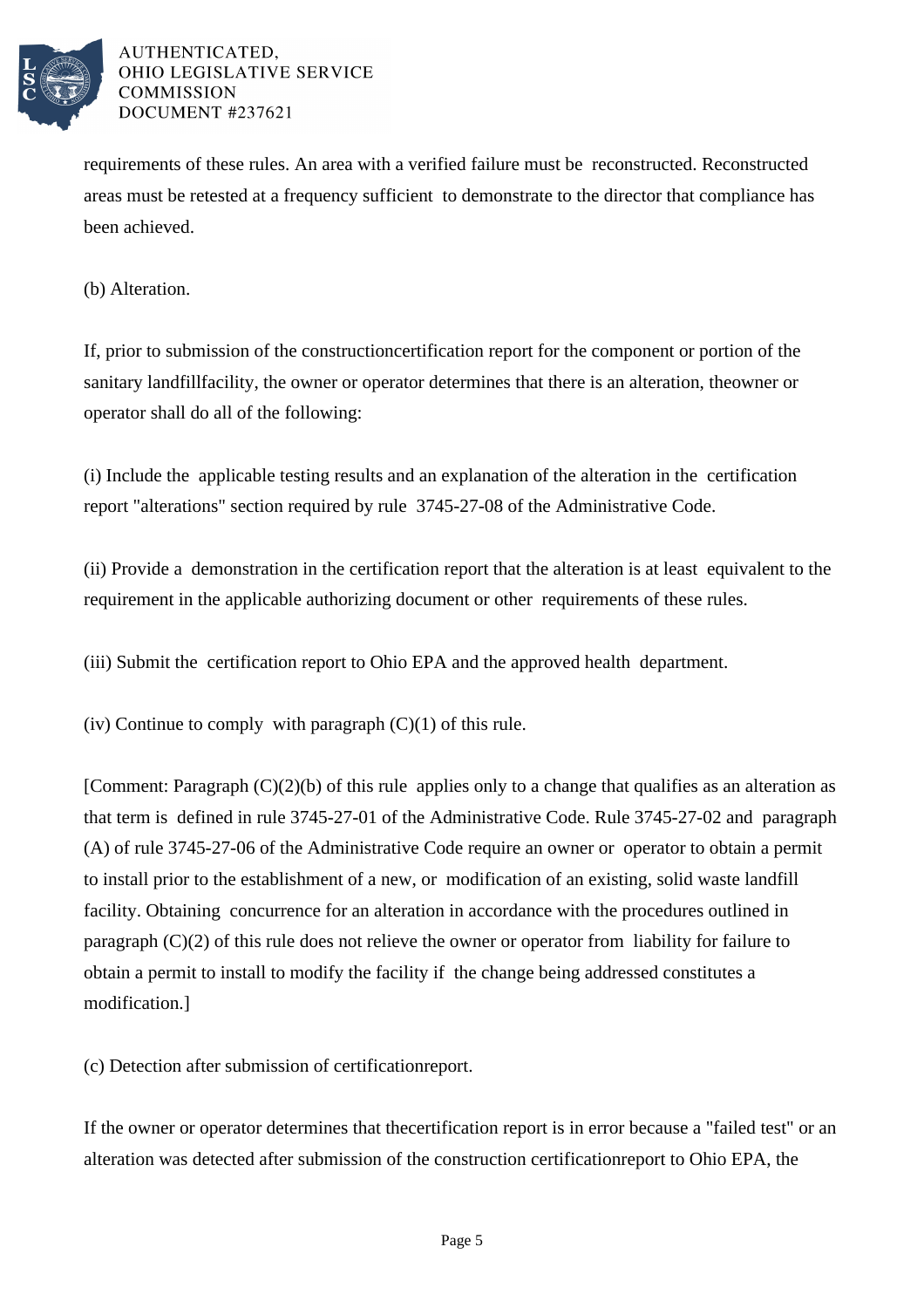requirements of these rules. An area with a verified failure must be reconstructed. Reconstructed areas must be retested at a frequency sufficient to demonstrate to the director that compliance has been achieved.

(b) Alteration.

If, prior to submission of the constructioncertification report for the component or portion of the sanitary landfillfacility, the owner or operator determines that there is an alteration, theowner or operator shall do all of the following:

(i) Include the applicable testing results and an explanation of the alteration in the certification report "alterations" section required by rule 3745-27-08 of the Administrative Code.

(ii) Provide a demonstration in the certification report that the alteration is at least equivalent to the requirement in the applicable authorizing document or other requirements of these rules.

(iii) Submit the certification report to Ohio EPA and the approved health department.

(iv) Continue to comply with paragraph (C)(1) of this rule.

[Comment: Paragraph (C)(2)(b) of this rule applies only to a change that qualifies as an alteration as that term is defined in rule 3745-27-01 of the Administrative Code. Rule 3745-27-02 and paragraph (A) of rule 3745-27-06 of the Administrative Code require an owner or operator to obtain a permit to install prior to the establishment of a new, or modification of an existing, solid waste landfill facility. Obtaining concurrence for an alteration in accordance with the procedures outlined in paragraph (C)(2) of this rule does not relieve the owner or operator from liability for failure to obtain a permit to install to modify the facility if the change being addressed constitutes a modification.]

(c) Detection after submission of certificationreport.

If the owner or operator determines that thecertification report is in error because a "failed test" or an alteration was detected after submission of the construction certificationreport to Ohio EPA, the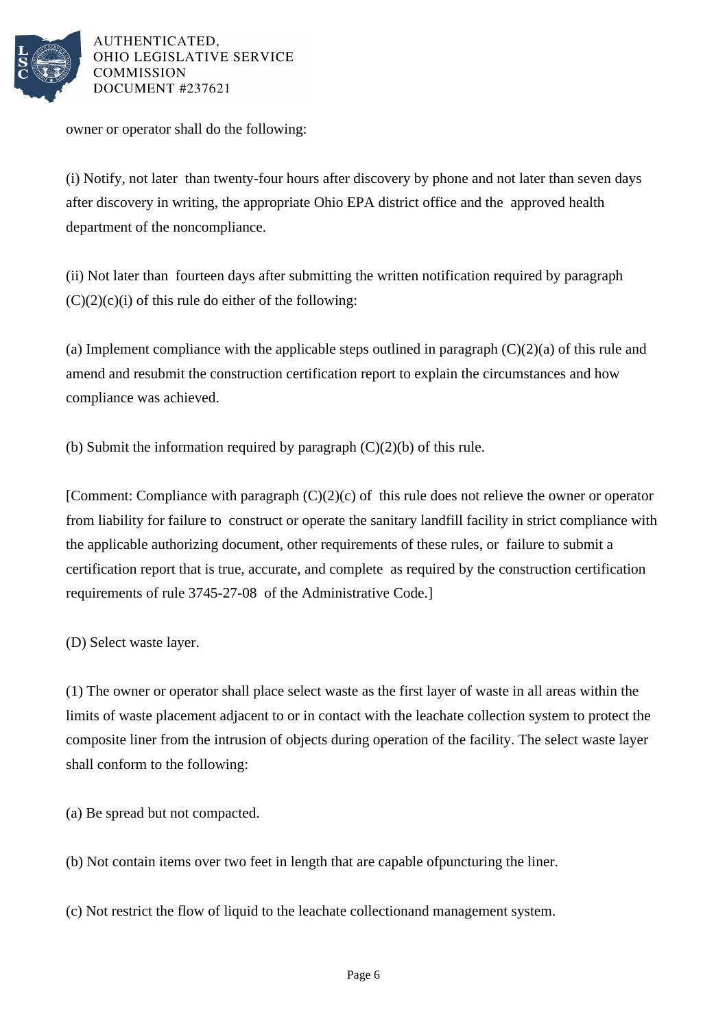owner or operator shall do the following:

(i) Notify, not later than twenty-four hours after discovery by phone and not later than seven days after discovery in writing, the appropriate Ohio EPA district office and the approved health department of the noncompliance.

(ii) Not later than fourteen days after submitting the written notification required by paragraph (C)(2)(c)(i) of this rule do either of the following:

(a) Implement compliance with the applicable steps outlined in paragraph (C)(2)(a) of this rule and amend and resubmit the construction certification report to explain the circumstances and how compliance was achieved.

(b) Submit the information required by paragraph (C)(2)(b) of this rule.

[Comment: Compliance with paragraph (C)(2)(c) of this rule does not relieve the owner or operator from liability for failure to construct or operate the sanitary landfill facility in strict compliance with the applicable authorizing document, other requirements of these rules, or failure to submit a certification report that is true, accurate, and complete as required by the construction certification requirements of rule 3745-27-08 of the Administrative Code.]

(D) Select waste layer.

(1) The owner or operator shall place select waste as the first layer of waste in all areas within the limits of waste placement adjacent to or in contact with the leachate collection system to protect the composite liner from the intrusion of objects during operation of the facility. The select waste layer shall conform to the following:

(a) Be spread but not compacted.

(b) Not contain items over two feet in length that are capable ofpuncturing the liner.

(c) Not restrict the flow of liquid to the leachate collectionand management system.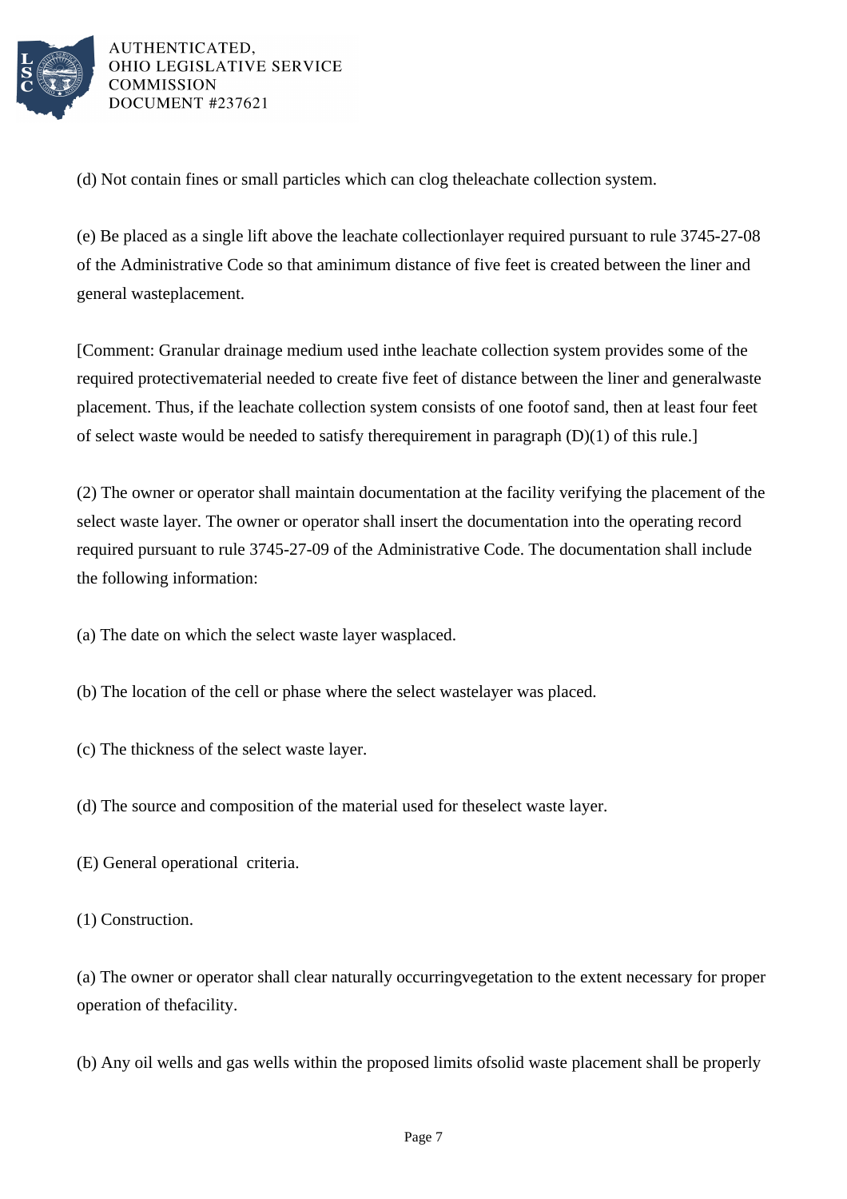(d) Not contain fines or small particles which can clog theleachate collection system.

(e) Be placed as a single lift above the leachate collectionlayer required pursuant to rule 3745-27-08 of the Administrative Code so that aminimum distance of five feet is created between the liner and general wasteplacement.

[Comment: Granular drainage medium used inthe leachate collection system provides some of the required protectivematerial needed to create five feet of distance between the liner and generalwaste placement. Thus, if the leachate collection system consists of one footof sand, then at least four feet of select waste would be needed to satisfy therequirement in paragraph (D)(1) of this rule.]

(2) The owner or operator shall maintain documentation at the facility verifying the placement of the select waste layer. The owner or operator shall insert the documentation into the operating record required pursuant to rule 3745-27-09 of the Administrative Code. The documentation shall include the following information:

(a) The date on which the select waste layer wasplaced.

(b) The location of the cell or phase where the select wastelayer was placed.

(c) The thickness of the select waste layer.

(d) The source and composition of the material used for theselect waste layer.

(E) General operational criteria.

(1) Construction.

(a) The owner or operator shall clear naturally occurringvegetation to the extent necessary for proper operation of thefacility.

(b) Any oil wells and gas wells within the proposed limits ofsolid waste placement shall be properly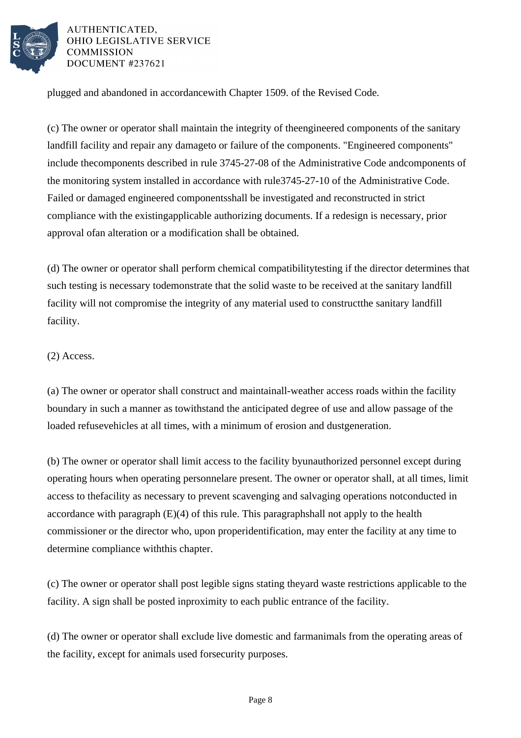plugged and abandoned in accordancewith Chapter 1509. of the Revised Code.

(c) The owner or operator shall maintain the integrity of theengineered components of the sanitary landfill facility and repair any damageto or failure of the components. "Engineered components" include thecomponents described in rule 3745-27-08 of the Administrative Code andcomponents of the monitoring system installed in accordance with rule3745-27-10 of the Administrative Code. Failed or damaged engineered componentsshall be investigated and reconstructed in strict compliance with the existingapplicable authorizing documents. If a redesign is necessary, prior approval ofan alteration or a modification shall be obtained.

(d) The owner or operator shall perform chemical compatibilitytesting if the director determines that such testing is necessary todemonstrate that the solid waste to be received at the sanitary landfill facility will not compromise the integrity of any material used to constructthe sanitary landfill facility.

(2) Access.

(a) The owner or operator shall construct and maintainall-weather access roads within the facility boundary in such a manner as towithstand the anticipated degree of use and allow passage of the loaded refusevehicles at all times, with a minimum of erosion and dustgeneration.

(b) The owner or operator shall limit access to the facility byunauthorized personnel except during operating hours when operating personnelare present. The owner or operator shall, at all times, limit access to thefacility as necessary to prevent scavenging and salvaging operations notconducted in accordance with paragraph (E)(4) of this rule. This paragraphshall not apply to the health commissioner or the director who, upon properidentification, may enter the facility at any time to determine compliance withthis chapter.

(c) The owner or operator shall post legible signs stating theyard waste restrictions applicable to the facility. A sign shall be posted inproximity to each public entrance of the facility.

(d) The owner or operator shall exclude live domestic and farmanimals from the operating areas of the facility, except for animals used forsecurity purposes.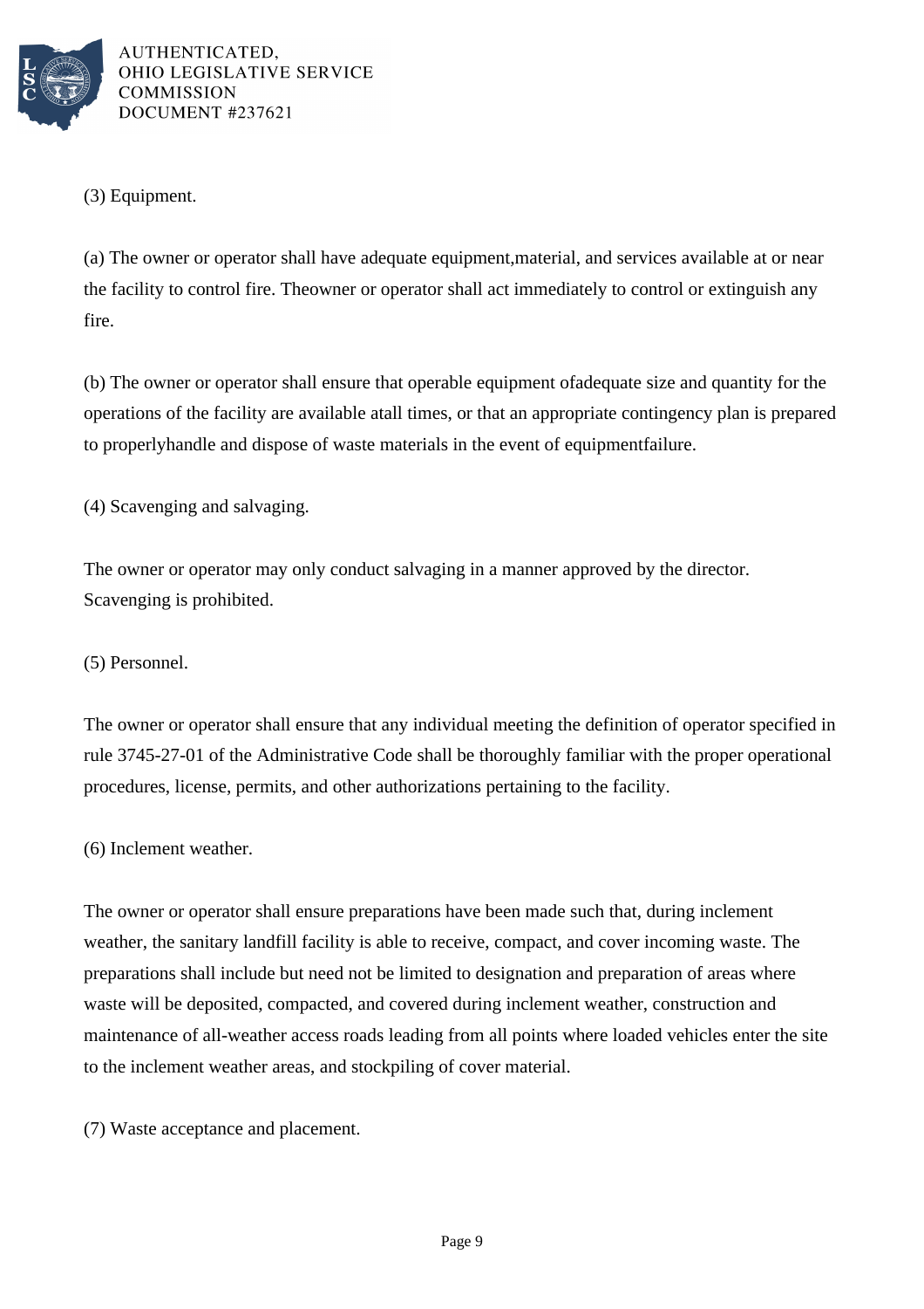(3) Equipment.

(a) The owner or operator shall have adequate equipment,material, and services available at or near the facility to control fire. Theowner or operator shall act immediately to control or extinguish any fire.

(b) The owner or operator shall ensure that operable equipment ofadequate size and quantity for the operations of the facility are available atall times, or that an appropriate contingency plan is prepared to properlyhandle and dispose of waste materials in the event of equipmentfailure.

(4) Scavenging and salvaging.

The owner or operator may only conduct salvaging in a manner approved by the director. Scavenging is prohibited.

(5) Personnel.

The owner or operator shall ensure that any individual meeting the definition of operator specified in rule 3745-27-01 of the Administrative Code shall be thoroughly familiar with the proper operational procedures, license, permits, and other authorizations pertaining to the facility.

(6) Inclement weather.

The owner or operator shall ensure preparations have been made such that, during inclement weather, the sanitary landfill facility is able to receive, compact, and cover incoming waste. The preparations shall include but need not be limited to designation and preparation of areas where waste will be deposited, compacted, and covered during inclement weather, construction and maintenance of all-weather access roads leading from all points where loaded vehicles enter the site to the inclement weather areas, and stockpiling of cover material.

(7) Waste acceptance and placement.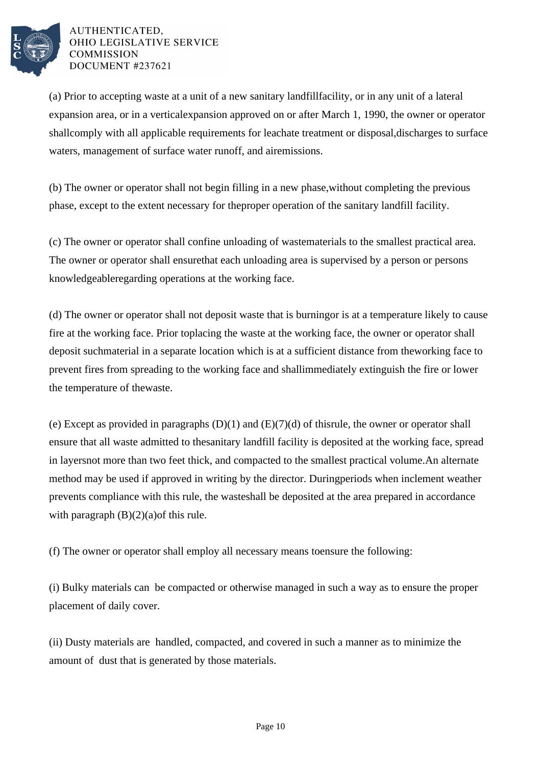(a) Prior to accepting waste at a unit of a new sanitary landfillfacility, or in any unit of a lateral expansion area, or in a verticalexpansion approved on or after March 1, 1990, the owner or operator shallcomply with all applicable requirements for leachate treatment or disposal,discharges to surface waters, management of surface water runoff, and airemissions.

(b) The owner or operator shall not begin filling in a new phase,without completing the previous phase, except to the extent necessary for theproper operation of the sanitary landfill facility.

(c) The owner or operator shall confine unloading of wastematerials to the smallest practical area. The owner or operator shall ensurethat each unloading area is supervised by a person or persons knowledgeableregarding operations at the working face.

(d) The owner or operator shall not deposit waste that is burningor is at a temperature likely to cause fire at the working face. Prior toplacing the waste at the working face, the owner or operator shall deposit suchmaterial in a separate location which is at a sufficient distance from theworking face to prevent fires from spreading to the working face and shallimmediately extinguish the fire or lower the temperature of thewaste.

(e) Except as provided in paragraphs (D)(1) and (E)(7)(d) of thisrule, the owner or operator shall ensure that all waste admitted to thesanitary landfill facility is deposited at the working face, spread in layersnot more than two feet thick, and compacted to the smallest practical volume.An alternate method may be used if approved in writing by the director. Duringperiods when inclement weather prevents compliance with this rule, the wasteshall be deposited at the area prepared in accordance with paragraph (B)(2)(a)of this rule.

(f) The owner or operator shall employ all necessary means toensure the following:

(i) Bulky materials can be compacted or otherwise managed in such a way as to ensure the proper placement of daily cover.

(ii) Dusty materials are handled, compacted, and covered in such a manner as to minimize the amount of dust that is generated by those materials.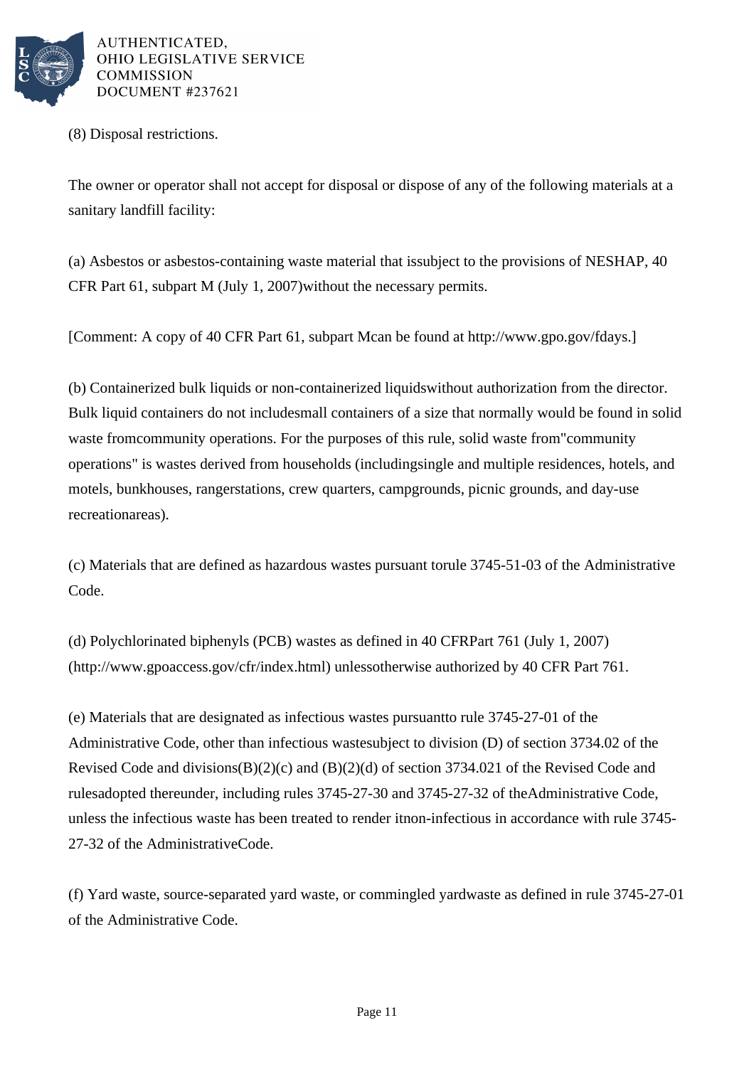(8) Disposal restrictions.

The owner or operator shall not accept for disposal or dispose of any of the following materials at a sanitary landfill facility:

(a) Asbestos or asbestos-containing waste material that issubject to the provisions of NESHAP, 40 CFR Part 61, subpart M (July 1, 2007)without the necessary permits.

[Comment: A copy of 40 CFR Part 61, subpart Mcan be found at http://www.gpo.gov/fdays.]

(b) Containerized bulk liquids or non-containerized liquidswithout authorization from the director. Bulk liquid containers do not includesmall containers of a size that normally would be found in solid waste fromcommunity operations. For the purposes of this rule, solid waste from"community operations" is wastes derived from households (includingsingle and multiple residences, hotels, and motels, bunkhouses, rangerstations, crew quarters, campgrounds, picnic grounds, and day-use recreationareas).

(c) Materials that are defined as hazardous wastes pursuant torule 3745-51-03 of the Administrative Code.

(d) Polychlorinated biphenyls (PCB) wastes as defined in 40 CFRPart 761 (July 1, 2007) (http://www.gpoaccess.gov/cfr/index.html) unlessotherwise authorized by 40 CFR Part 761.

(e) Materials that are designated as infectious wastes pursuantto rule 3745-27-01 of the Administrative Code, other than infectious wastesubject to division (D) of section 3734.02 of the Revised Code and divisions(B)(2)(c) and (B)(2)(d) of section 3734.021 of the Revised Code and rulesadopted thereunder, including rules 3745-27-30 and 3745-27-32 of theAdministrative Code, unless the infectious waste has been treated to render itnon-infectious in accordance with rule 3745-27-32 of the AdministrativeCode.

(f) Yard waste, source-separated yard waste, or commingled yardwaste as defined in rule 3745-27-01 of the Administrative Code.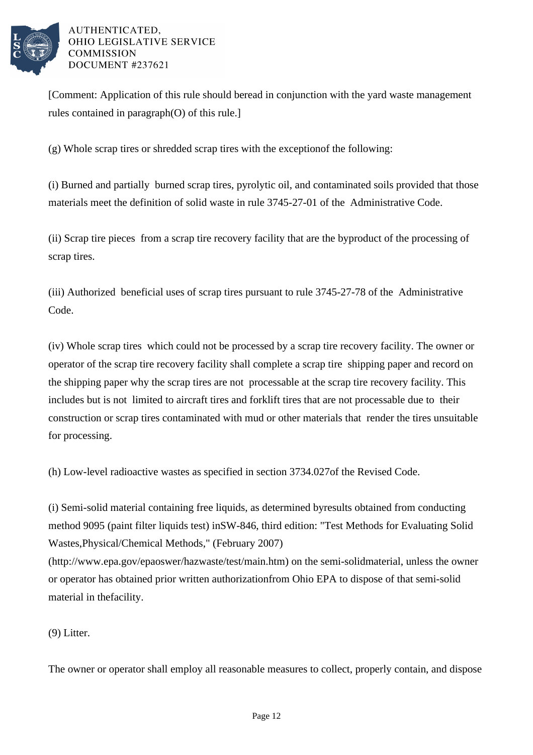[Comment: Application of this rule should beread in conjunction with the yard waste management rules contained in paragraph(O) of this rule.]

(g) Whole scrap tires or shredded scrap tires with the exceptionof the following:

(i) Burned and partially burned scrap tires, pyrolytic oil, and contaminated soils provided that those materials meet the definition of solid waste in rule 3745-27-01 of the Administrative Code.

(ii) Scrap tire pieces from a scrap tire recovery facility that are the byproduct of the processing of scrap tires.

(iii) Authorized beneficial uses of scrap tires pursuant to rule 3745-27-78 of the Administrative Code.

(iv) Whole scrap tires which could not be processed by a scrap tire recovery facility. The owner or operator of the scrap tire recovery facility shall complete a scrap tire shipping paper and record on the shipping paper why the scrap tires are not processable at the scrap tire recovery facility. This includes but is not limited to aircraft tires and forklift tires that are not processable due to their construction or scrap tires contaminated with mud or other materials that render the tires unsuitable for processing.

(h) Low-level radioactive wastes as specified in section 3734.027of the Revised Code.

(i) Semi-solid material containing free liquids, as determined byresults obtained from conducting method 9095 (paint filter liquids test) inSW-846, third edition: "Test Methods for Evaluating Solid Wastes,Physical/Chemical Methods," (February 2007) (http://www.epa.gov/epaoswer/hazwaste/test/main.htm) on the semi-solidmaterial, unless the owner or operator has obtained prior written authorizationfrom Ohio EPA to dispose of that semi-solid material in thefacility.

(9) Litter.

The owner or operator shall employ all reasonable measures to collect, properly contain, and dispose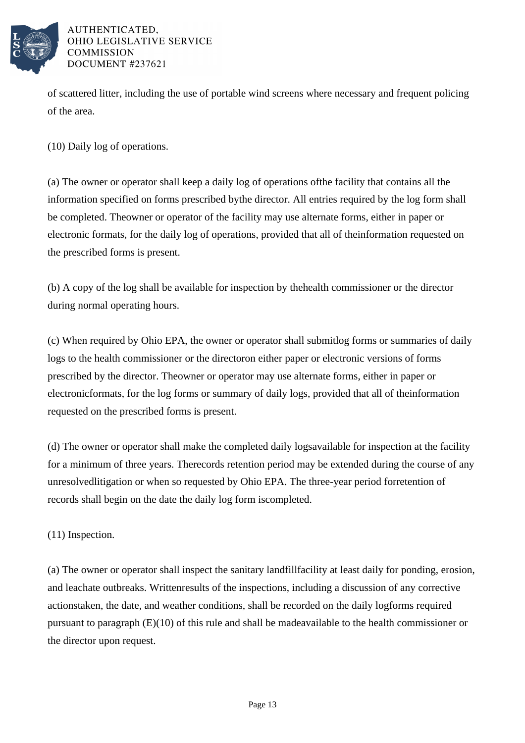of scattered litter, including the use of portable wind screens where necessary and frequent policing of the area.

(10) Daily log of operations.

(a) The owner or operator shall keep a daily log of operations ofthe facility that contains all the information specified on forms prescribed bythe director. All entries required by the log form shall be completed. Theowner or operator of the facility may use alternate forms, either in paper or electronic formats, for the daily log of operations, provided that all of theinformation requested on the prescribed forms is present.

(b) A copy of the log shall be available for inspection by thehealth commissioner or the director during normal operating hours.

(c) When required by Ohio EPA, the owner or operator shall submitlog forms or summaries of daily logs to the health commissioner or the directoron either paper or electronic versions of forms prescribed by the director. Theowner or operator may use alternate forms, either in paper or electronicformats, for the log forms or summary of daily logs, provided that all of theinformation requested on the prescribed forms is present.

(d) The owner or operator shall make the completed daily logsavailable for inspection at the facility for a minimum of three years. Therecords retention period may be extended during the course of any unresolvedlitigation or when so requested by Ohio EPA. The three-year period forretention of records shall begin on the date the daily log form iscompleted.

(11) Inspection.

(a) The owner or operator shall inspect the sanitary landfillfacility at least daily for ponding, erosion, and leachate outbreaks. Writtenresults of the inspections, including a discussion of any corrective actionstaken, the date, and weather conditions, shall be recorded on the daily logforms required pursuant to paragraph (E)(10) of this rule and shall be madeavailable to the health commissioner or the director upon request.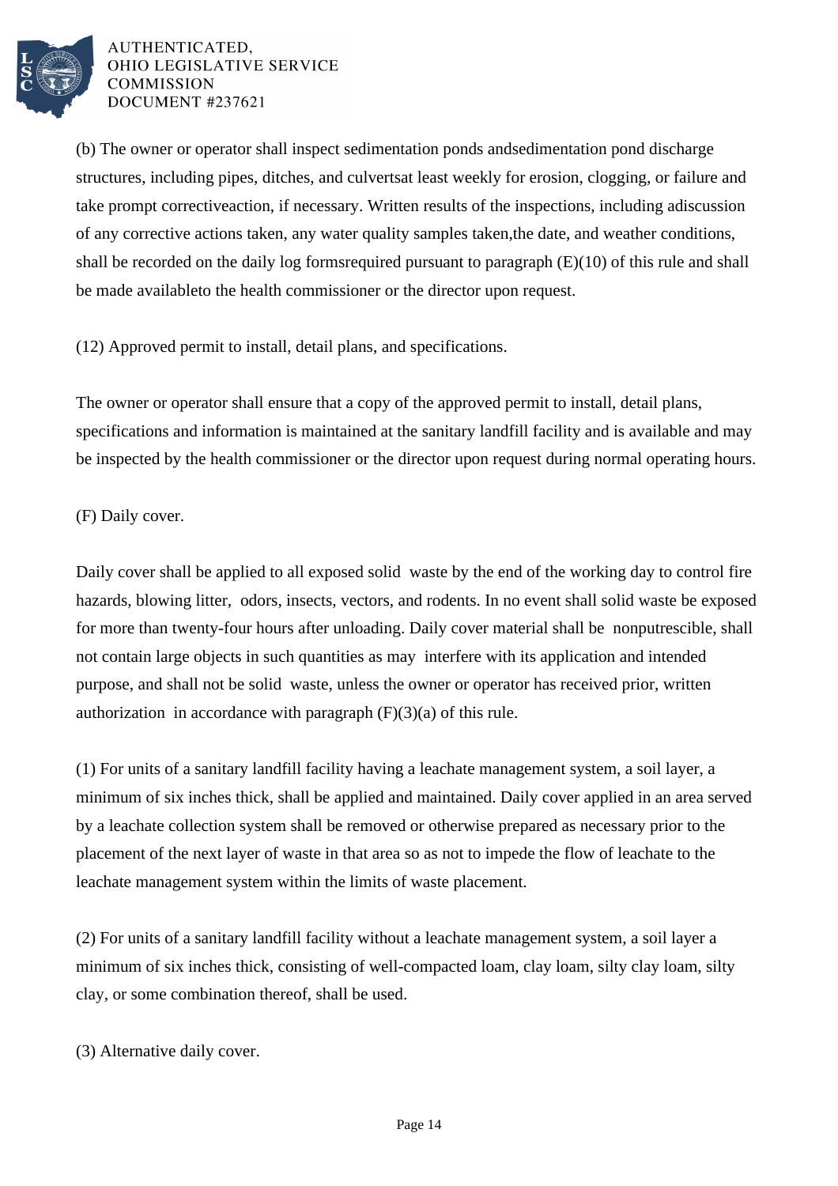(b) The owner or operator shall inspect sedimentation ponds andsedimentation pond discharge structures, including pipes, ditches, and culvertsat least weekly for erosion, clogging, or failure and take prompt correctiveaction, if necessary. Written results of the inspections, including adiscussion of any corrective actions taken, any water quality samples taken,the date, and weather conditions, shall be recorded on the daily log formsrequired pursuant to paragraph (E)(10) of this rule and shall be made availableto the health commissioner or the director upon request.

(12) Approved permit to install, detail plans, and specifications.

The owner or operator shall ensure that a copy of the approved permit to install, detail plans, specifications and information is maintained at the sanitary landfill facility and is available and may be inspected by the health commissioner or the director upon request during normal operating hours.

(F) Daily cover.

Daily cover shall be applied to all exposed solid waste by the end of the working day to control fire hazards, blowing litter, odors, insects, vectors, and rodents. In no event shall solid waste be exposed for more than twenty-four hours after unloading. Daily cover material shall be nonputrescible, shall not contain large objects in such quantities as may interfere with its application and intended purpose, and shall not be solid waste, unless the owner or operator has received prior, written authorization in accordance with paragraph (F)(3)(a) of this rule.

(1) For units of a sanitary landfill facility having a leachate management system, a soil layer, a minimum of six inches thick, shall be applied and maintained. Daily cover applied in an area served by a leachate collection system shall be removed or otherwise prepared as necessary prior to the placement of the next layer of waste in that area so as not to impede the flow of leachate to the leachate management system within the limits of waste placement.

(2) For units of a sanitary landfill facility without a leachate management system, a soil layer a minimum of six inches thick, consisting of well-compacted loam, clay loam, silty clay loam, silty clay, or some combination thereof, shall be used.

(3) Alternative daily cover.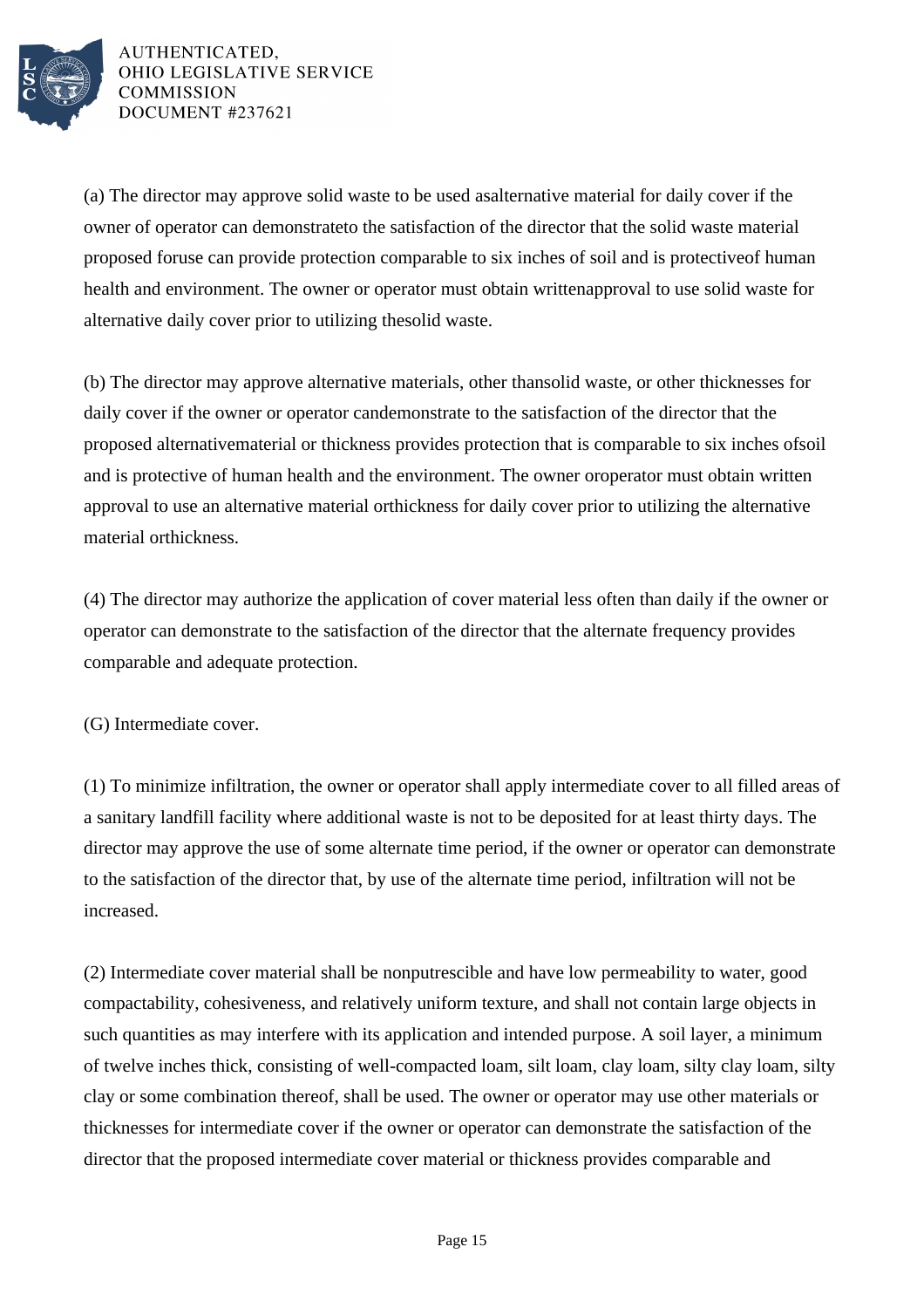(a) The director may approve solid waste to be used asalternative material for daily cover if the owner of operator can demonstrateto the satisfaction of the director that the solid waste material proposed foruse can provide protection comparable to six inches of soil and is protectiveof human health and environment. The owner or operator must obtain writtenapproval to use solid waste for alternative daily cover prior to utilizing thesolid waste.

(b) The director may approve alternative materials, other thansolid waste, or other thicknesses for daily cover if the owner or operator candemonstrate to the satisfaction of the director that the proposed alternativematerial or thickness provides protection that is comparable to six inches ofsoil and is protective of human health and the environment. The owner oroperator must obtain written approval to use an alternative material orthickness for daily cover prior to utilizing the alternative material orthickness.

(4) The director may authorize the application of cover material less often than daily if the owner or operator can demonstrate to the satisfaction of the director that the alternate frequency provides comparable and adequate protection.

(G) Intermediate cover.

(1) To minimize infiltration, the owner or operator shall apply intermediate cover to all filled areas of a sanitary landfill facility where additional waste is not to be deposited for at least thirty days. The director may approve the use of some alternate time period, if the owner or operator can demonstrate to the satisfaction of the director that, by use of the alternate time period, infiltration will not be increased.

(2) Intermediate cover material shall be nonputrescible and have low permeability to water, good compactability, cohesiveness, and relatively uniform texture, and shall not contain large objects in such quantities as may interfere with its application and intended purpose. A soil layer, a minimum of twelve inches thick, consisting of well-compacted loam, silt loam, clay loam, silty clay loam, silty clay or some combination thereof, shall be used. The owner or operator may use other materials or thicknesses for intermediate cover if the owner or operator can demonstrate the satisfaction of the director that the proposed intermediate cover material or thickness provides comparable and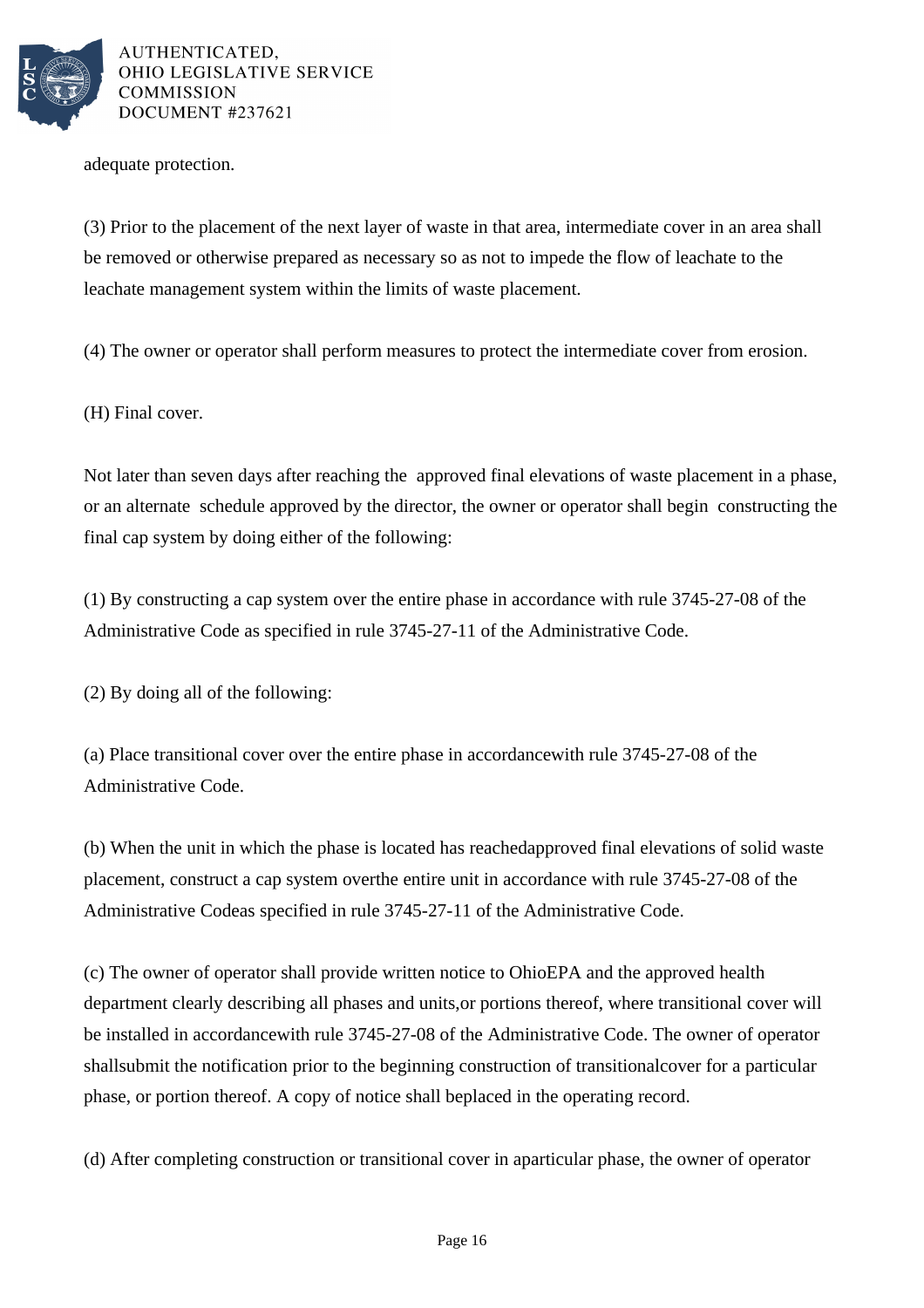adequate protection.

(3) Prior to the placement of the next layer of waste in that area, intermediate cover in an area shall be removed or otherwise prepared as necessary so as not to impede the flow of leachate to the leachate management system within the limits of waste placement.

(4) The owner or operator shall perform measures to protect the intermediate cover from erosion.

(H) Final cover.

Not later than seven days after reaching the approved final elevations of waste placement in a phase, or an alternate schedule approved by the director, the owner or operator shall begin constructing the final cap system by doing either of the following:

(1) By constructing a cap system over the entire phase in accordance with rule 3745-27-08 of the Administrative Code as specified in rule 3745-27-11 of the Administrative Code.

(2) By doing all of the following:

(a) Place transitional cover over the entire phase in accordancewith rule 3745-27-08 of the Administrative Code.

(b) When the unit in which the phase is located has reachedapproved final elevations of solid waste placement, construct a cap system overthe entire unit in accordance with rule 3745-27-08 of the Administrative Codeas specified in rule 3745-27-11 of the Administrative Code.

(c) The owner of operator shall provide written notice to OhioEPA and the approved health department clearly describing all phases and units,or portions thereof, where transitional cover will be installed in accordancewith rule 3745-27-08 of the Administrative Code. The owner of operator shallsubmit the notification prior to the beginning construction of transitionalcover for a particular phase, or portion thereof. A copy of notice shall beplaced in the operating record.

(d) After completing construction or transitional cover in aparticular phase, the owner of operator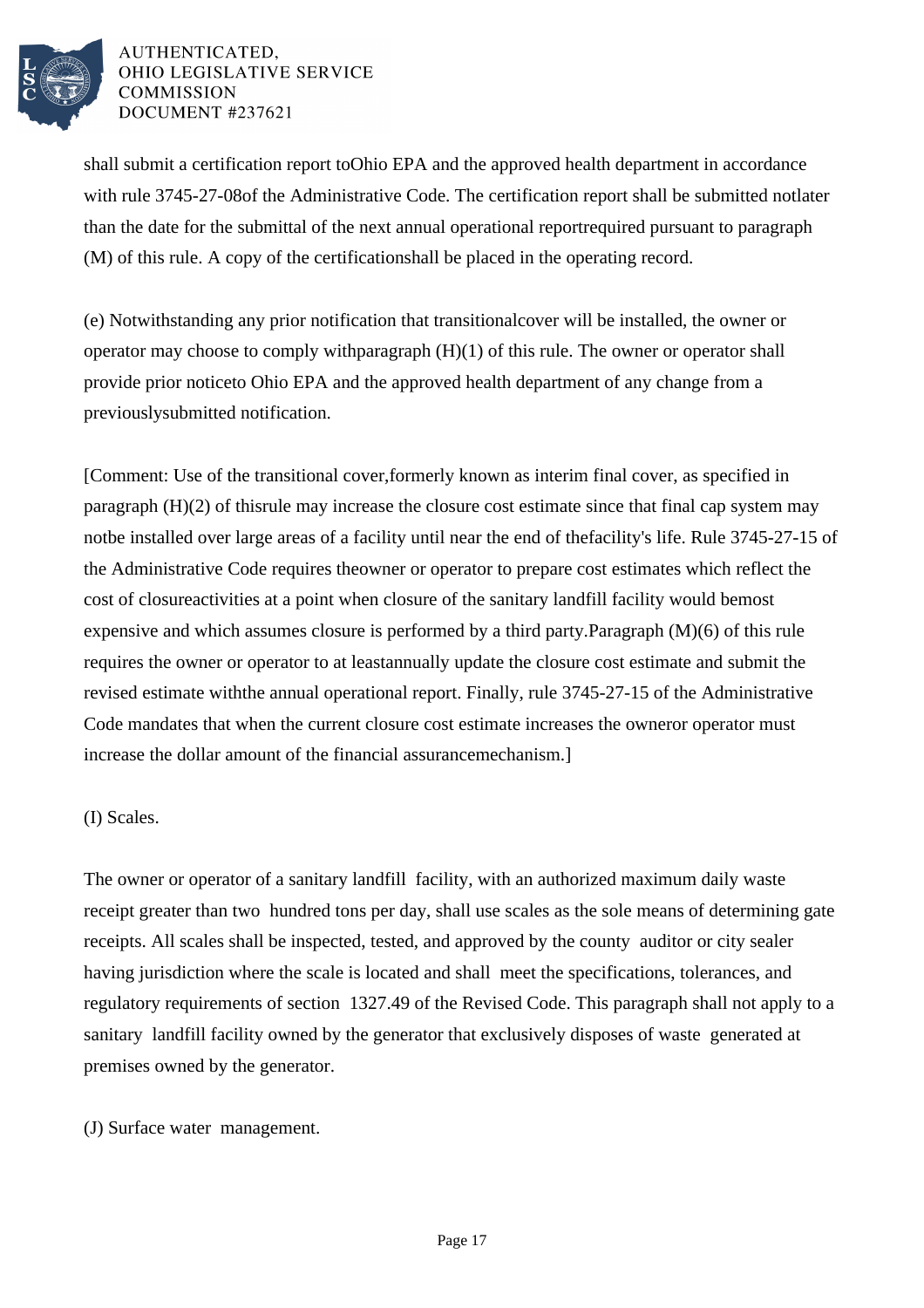shall submit a certification report toOhio EPA and the approved health department in accordance with rule 3745-27-08of the Administrative Code. The certification report shall be submitted notlater than the date for the submittal of the next annual operational reportrequired pursuant to paragraph (M) of this rule. A copy of the certificationshall be placed in the operating record.

(e) Notwithstanding any prior notification that transitionalcover will be installed, the owner or operator may choose to comply withparagraph (H)(1) of this rule. The owner or operator shall provide prior noticeto Ohio EPA and the approved health department of any change from a previouslysubmitted notification.

[Comment: Use of the transitional cover,formerly known as interim final cover, as specified in paragraph (H)(2) of thisrule may increase the closure cost estimate since that final cap system may notbe installed over large areas of a facility until near the end of thefacility's life. Rule 3745-27-15 of the Administrative Code requires theowner or operator to prepare cost estimates which reflect the cost of closureactivities at a point when closure of the sanitary landfill facility would bemost expensive and which assumes closure is performed by a third party.Paragraph (M)(6) of this rule requires the owner or operator to at leastannually update the closure cost estimate and submit the revised estimate withthe annual operational report. Finally, rule 3745-27-15 of the Administrative Code mandates that when the current closure cost estimate increases the owneror operator must increase the dollar amount of the financial assurancemechanism.]

(I) Scales.

The owner or operator of a sanitary landfill facility, with an authorized maximum daily waste receipt greater than two hundred tons per day, shall use scales as the sole means of determining gate receipts. All scales shall be inspected, tested, and approved by the county auditor or city sealer having jurisdiction where the scale is located and shall meet the specifications, tolerances, and regulatory requirements of section 1327.49 of the Revised Code. This paragraph shall not apply to a sanitary landfill facility owned by the generator that exclusively disposes of waste generated at premises owned by the generator.

(J) Surface water management.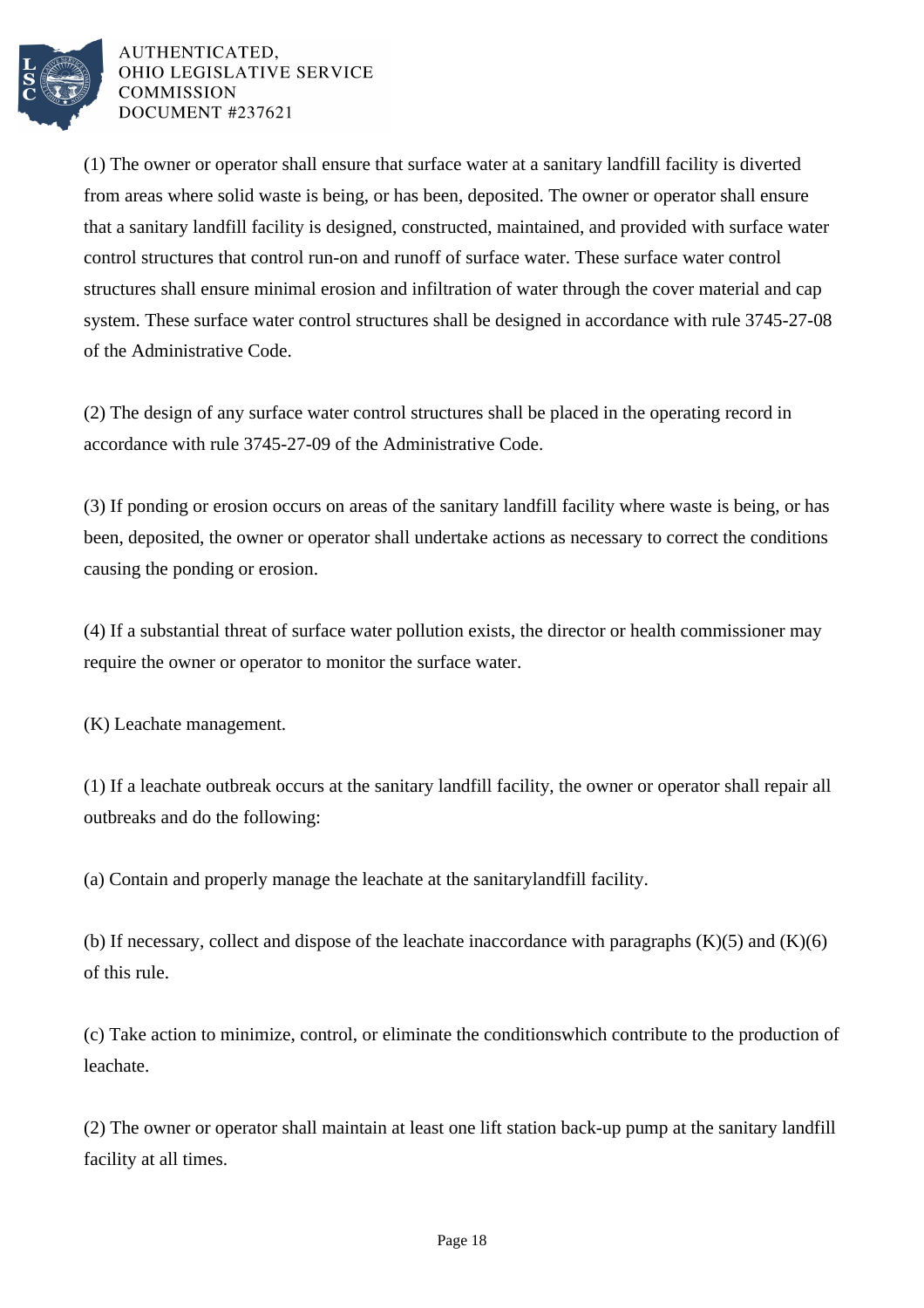(1) The owner or operator shall ensure that surface water at a sanitary landfill facility is diverted from areas where solid waste is being, or has been, deposited. The owner or operator shall ensure that a sanitary landfill facility is designed, constructed, maintained, and provided with surface water control structures that control run-on and runoff of surface water. These surface water control structures shall ensure minimal erosion and infiltration of water through the cover material and cap system. These surface water control structures shall be designed in accordance with rule 3745-27-08 of the Administrative Code.

(2) The design of any surface water control structures shall be placed in the operating record in accordance with rule 3745-27-09 of the Administrative Code.

(3) If ponding or erosion occurs on areas of the sanitary landfill facility where waste is being, or has been, deposited, the owner or operator shall undertake actions as necessary to correct the conditions causing the ponding or erosion.

(4) If a substantial threat of surface water pollution exists, the director or health commissioner may require the owner or operator to monitor the surface water.

(K) Leachate management.

(1) If a leachate outbreak occurs at the sanitary landfill facility, the owner or operator shall repair all outbreaks and do the following:

(a) Contain and properly manage the leachate at the sanitarylandfill facility.

(b) If necessary, collect and dispose of the leachate inaccordance with paragraphs (K)(5) and (K)(6) of this rule.

(c) Take action to minimize, control, or eliminate the conditionswhich contribute to the production of leachate.

(2) The owner or operator shall maintain at least one lift station back-up pump at the sanitary landfill facility at all times.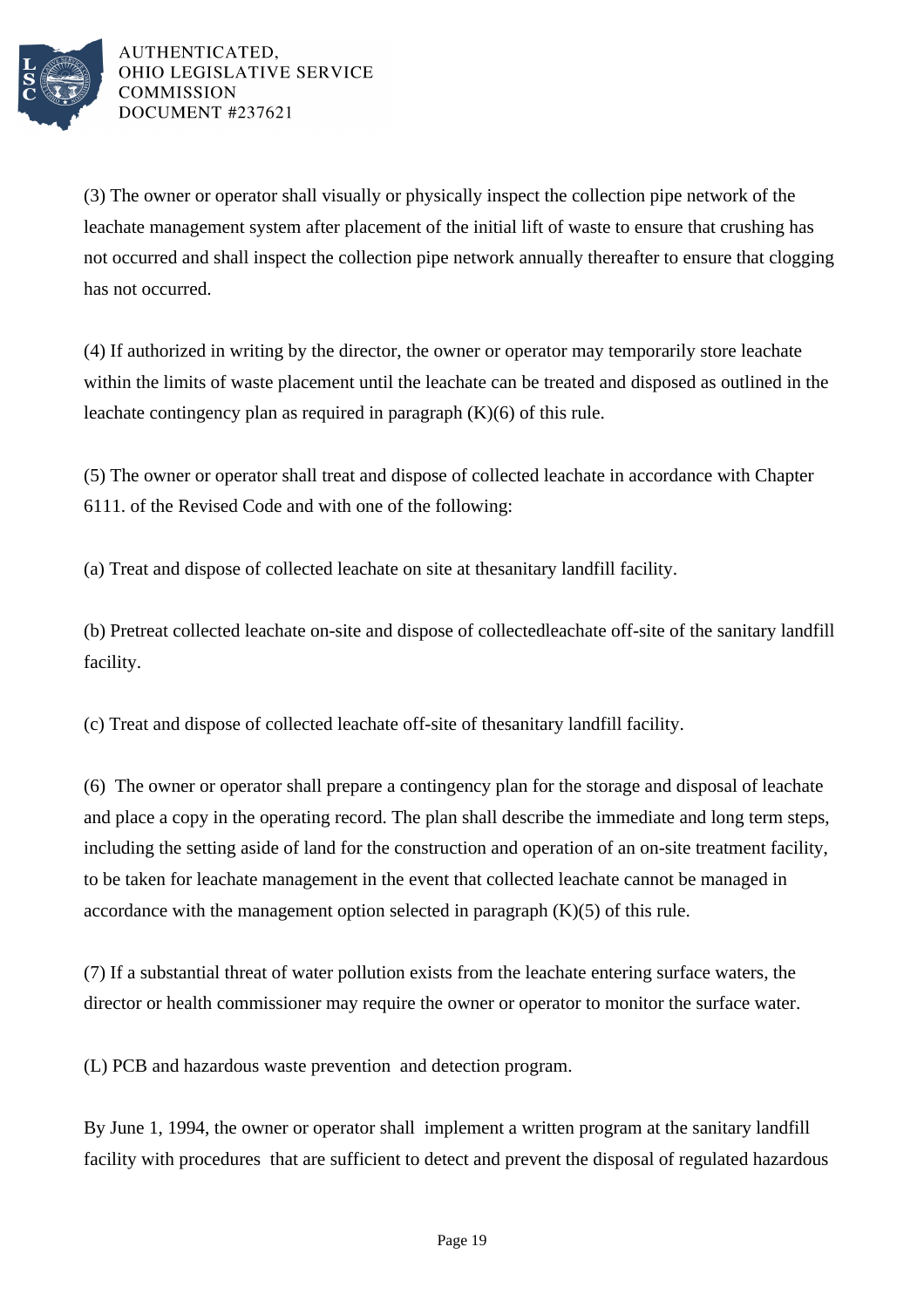(3) The owner or operator shall visually or physically inspect the collection pipe network of the leachate management system after placement of the initial lift of waste to ensure that crushing has not occurred and shall inspect the collection pipe network annually thereafter to ensure that clogging has not occurred.

(4) If authorized in writing by the director, the owner or operator may temporarily store leachate within the limits of waste placement until the leachate can be treated and disposed as outlined in the leachate contingency plan as required in paragraph (K)(6) of this rule.

(5) The owner or operator shall treat and dispose of collected leachate in accordance with Chapter 6111. of the Revised Code and with one of the following:

(a) Treat and dispose of collected leachate on site at thesanitary landfill facility.

(b) Pretreat collected leachate on-site and dispose of collectedleachate off-site of the sanitary landfill facility.

(c) Treat and dispose of collected leachate off-site of thesanitary landfill facility.

(6) The owner or operator shall prepare a contingency plan for the storage and disposal of leachate and place a copy in the operating record. The plan shall describe the immediate and long term steps, including the setting aside of land for the construction and operation of an on-site treatment facility, to be taken for leachate management in the event that collected leachate cannot be managed in accordance with the management option selected in paragraph (K)(5) of this rule.

(7) If a substantial threat of water pollution exists from the leachate entering surface waters, the director or health commissioner may require the owner or operator to monitor the surface water.

(L) PCB and hazardous waste prevention and detection program.

By June 1, 1994, the owner or operator shall implement a written program at the sanitary landfill facility with procedures that are sufficient to detect and prevent the disposal of regulated hazardous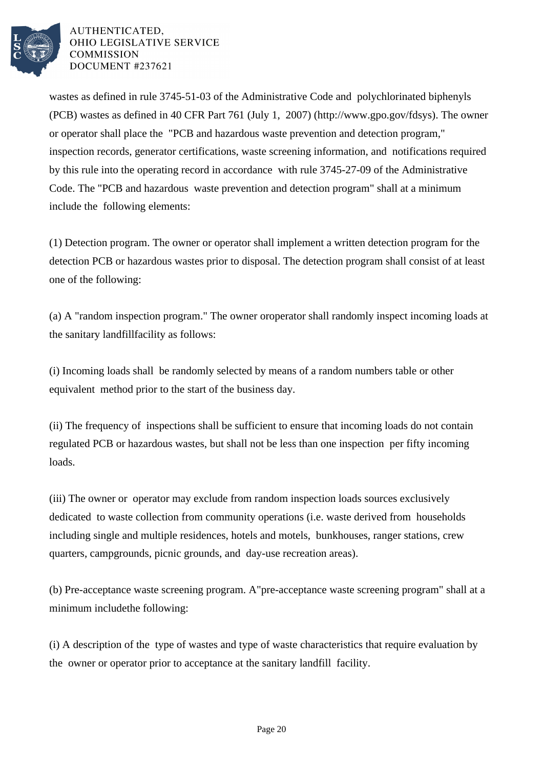wastes as defined in rule 3745-51-03 of the Administrative Code and polychlorinated biphenyls (PCB) wastes as defined in 40 CFR Part 761 (July 1, 2007) (http://www.gpo.gov/fdsys). The owner or operator shall place the "PCB and hazardous waste prevention and detection program," inspection records, generator certifications, waste screening information, and notifications required by this rule into the operating record in accordance with rule 3745-27-09 of the Administrative Code. The "PCB and hazardous waste prevention and detection program" shall at a minimum include the following elements:

(1) Detection program. The owner or operator shall implement a written detection program for the detection PCB or hazardous wastes prior to disposal. The detection program shall consist of at least one of the following:

(a) A "random inspection program." The owner oroperator shall randomly inspect incoming loads at the sanitary landfillfacility as follows:

(i) Incoming loads shall be randomly selected by means of a random numbers table or other equivalent method prior to the start of the business day.

(ii) The frequency of inspections shall be sufficient to ensure that incoming loads do not contain regulated PCB or hazardous wastes, but shall not be less than one inspection per fifty incoming loads.

(iii) The owner or operator may exclude from random inspection loads sources exclusively dedicated to waste collection from community operations (i.e. waste derived from households including single and multiple residences, hotels and motels, bunkhouses, ranger stations, crew quarters, campgrounds, picnic grounds, and day-use recreation areas).

(b) Pre-acceptance waste screening program. A"pre-acceptance waste screening program" shall at a minimum includethe following:

(i) A description of the type of wastes and type of waste characteristics that require evaluation by the owner or operator prior to acceptance at the sanitary landfill facility.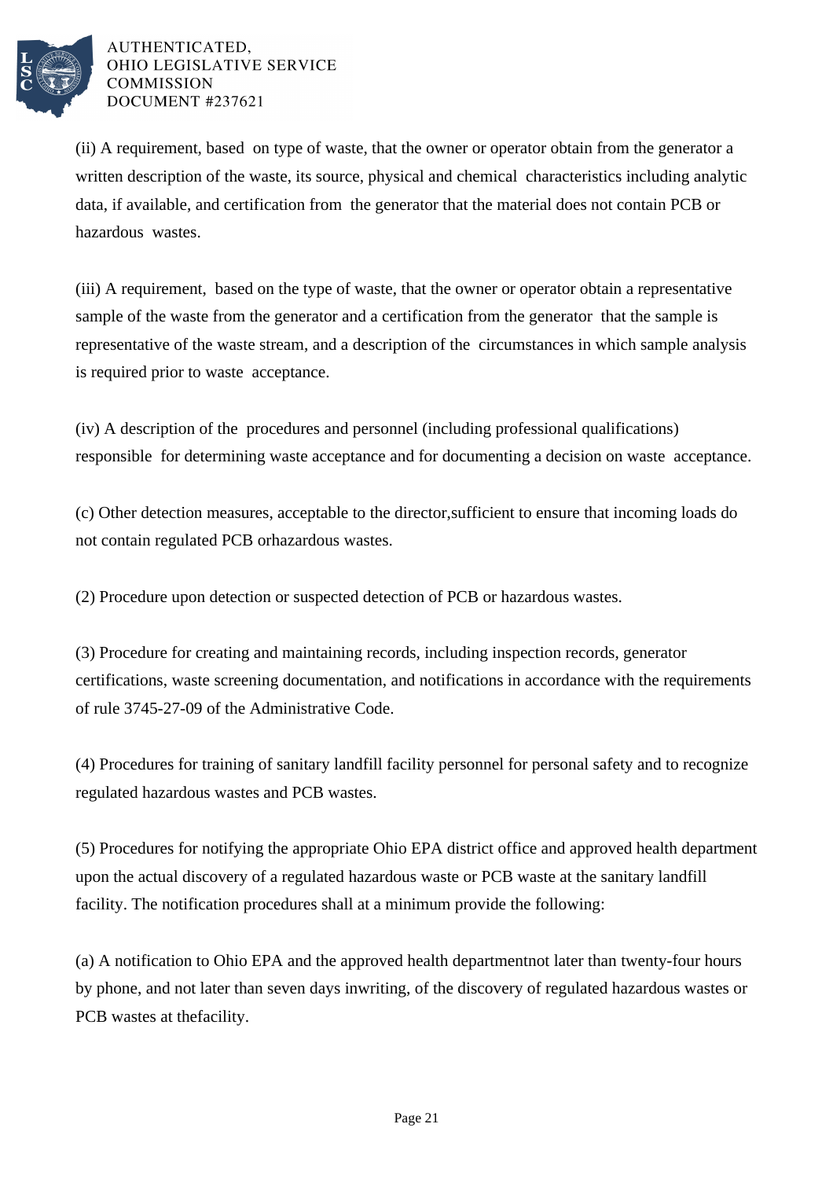(ii) A requirement, based on type of waste, that the owner or operator obtain from the generator a written description of the waste, its source, physical and chemical characteristics including analytic data, if available, and certification from the generator that the material does not contain PCB or hazardous wastes.

(iii) A requirement, based on the type of waste, that the owner or operator obtain a representative sample of the waste from the generator and a certification from the generator that the sample is representative of the waste stream, and a description of the circumstances in which sample analysis is required prior to waste acceptance.

(iv) A description of the procedures and personnel (including professional qualifications) responsible for determining waste acceptance and for documenting a decision on waste acceptance.

(c) Other detection measures, acceptable to the director,sufficient to ensure that incoming loads do not contain regulated PCB orhazardous wastes.

(2) Procedure upon detection or suspected detection of PCB or hazardous wastes.

(3) Procedure for creating and maintaining records, including inspection records, generator certifications, waste screening documentation, and notifications in accordance with the requirements of rule 3745-27-09 of the Administrative Code.

(4) Procedures for training of sanitary landfill facility personnel for personal safety and to recognize regulated hazardous wastes and PCB wastes.

(5) Procedures for notifying the appropriate Ohio EPA district office and approved health department upon the actual discovery of a regulated hazardous waste or PCB waste at the sanitary landfill facility. The notification procedures shall at a minimum provide the following:

(a) A notification to Ohio EPA and the approved health departmentnot later than twenty-four hours by phone, and not later than seven days inwriting, of the discovery of regulated hazardous wastes or PCB wastes at thefacility.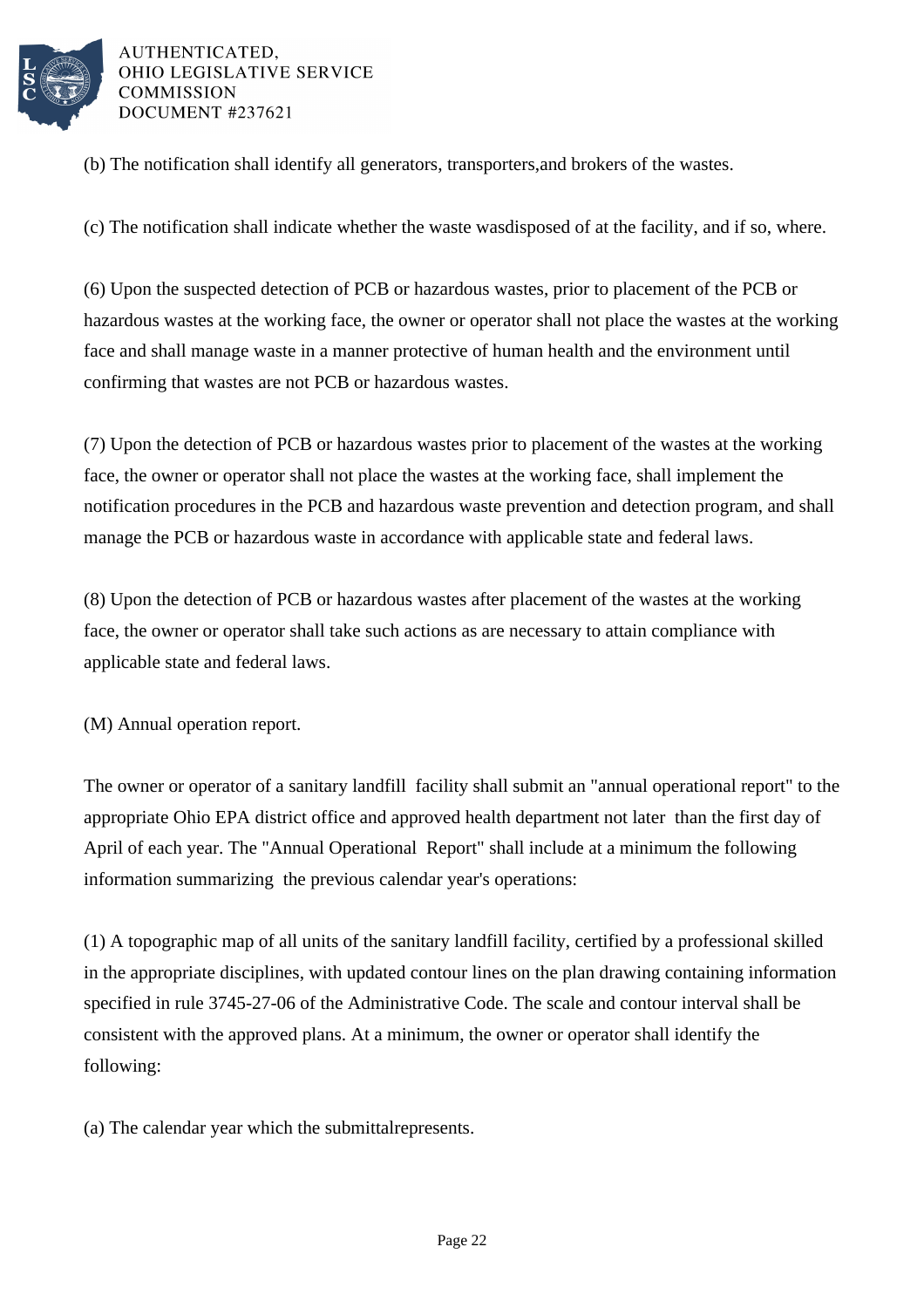(b) The notification shall identify all generators, transporters,and brokers of the wastes.

(c) The notification shall indicate whether the waste wasdisposed of at the facility, and if so, where.

(6) Upon the suspected detection of PCB or hazardous wastes, prior to placement of the PCB or hazardous wastes at the working face, the owner or operator shall not place the wastes at the working face and shall manage waste in a manner protective of human health and the environment until confirming that wastes are not PCB or hazardous wastes.

(7) Upon the detection of PCB or hazardous wastes prior to placement of the wastes at the working face, the owner or operator shall not place the wastes at the working face, shall implement the notification procedures in the PCB and hazardous waste prevention and detection program, and shall manage the PCB or hazardous waste in accordance with applicable state and federal laws.

(8) Upon the detection of PCB or hazardous wastes after placement of the wastes at the working face, the owner or operator shall take such actions as are necessary to attain compliance with applicable state and federal laws.

(M) Annual operation report.

The owner or operator of a sanitary landfill facility shall submit an "annual operational report" to the appropriate Ohio EPA district office and approved health department not later than the first day of April of each year. The "Annual Operational Report" shall include at a minimum the following information summarizing the previous calendar year's operations:

(1) A topographic map of all units of the sanitary landfill facility, certified by a professional skilled in the appropriate disciplines, with updated contour lines on the plan drawing containing information specified in rule 3745-27-06 of the Administrative Code. The scale and contour interval shall be consistent with the approved plans. At a minimum, the owner or operator shall identify the following:

(a) The calendar year which the submittalrepresents.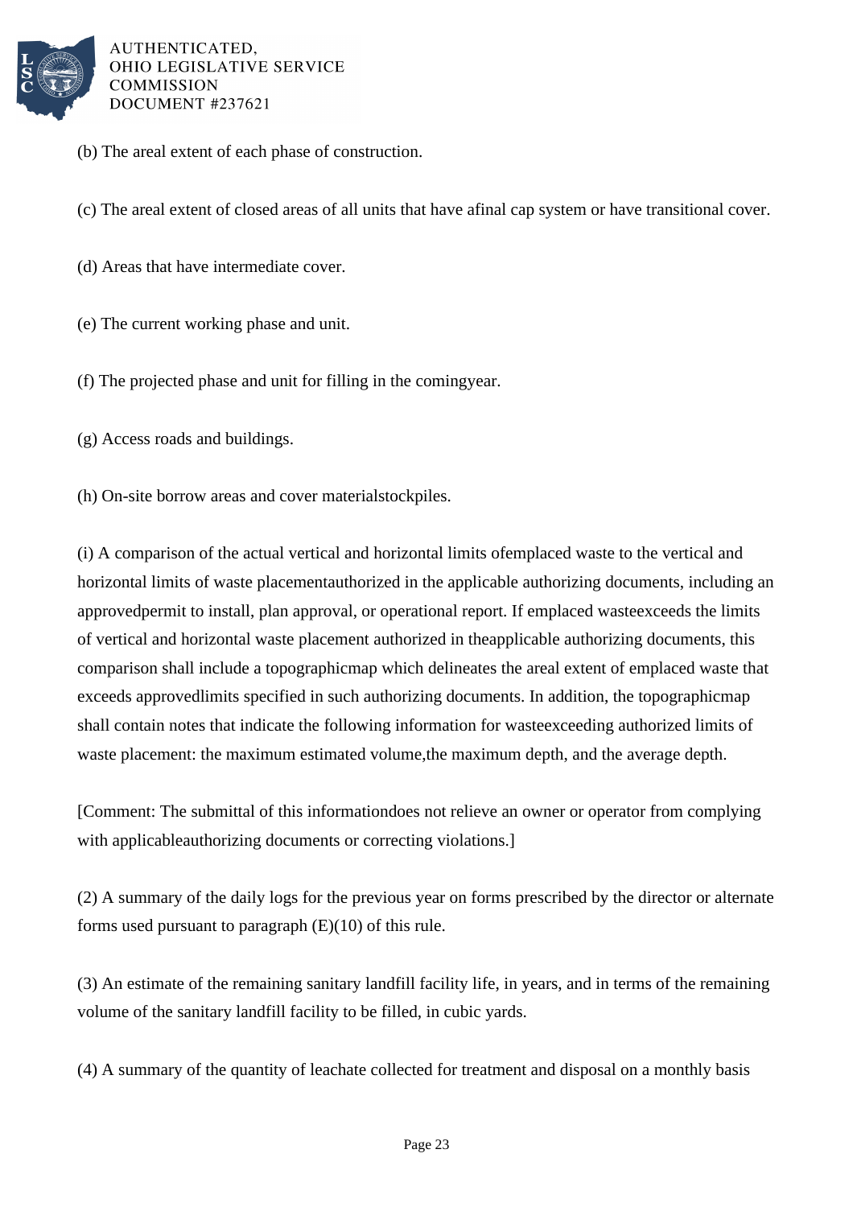(b) The areal extent of each phase of construction.

(c) The areal extent of closed areas of all units that have afinal cap system or have transitional cover.

(d) Areas that have intermediate cover.

(e) The current working phase and unit.

(f) The projected phase and unit for filling in the comingyear.

(g) Access roads and buildings.

(h) On-site borrow areas and cover materialstockpiles.

(i) A comparison of the actual vertical and horizontal limits ofemplaced waste to the vertical and horizontal limits of waste placementauthorized in the applicable authorizing documents, including an approvedpermit to install, plan approval, or operational report. If emplaced wasteexceeds the limits of vertical and horizontal waste placement authorized in theapplicable authorizing documents, this comparison shall include a topographicmap which delineates the areal extent of emplaced waste that exceeds approvedlimits specified in such authorizing documents. In addition, the topographicmap shall contain notes that indicate the following information for wasteexceeding authorized limits of waste placement: the maximum estimated volume,the maximum depth, and the average depth.

[Comment: The submittal of this informationdoes not relieve an owner or operator from complying with applicableauthorizing documents or correcting violations.]

(2) A summary of the daily logs for the previous year on forms prescribed by the director or alternate forms used pursuant to paragraph (E)(10) of this rule.

(3) An estimate of the remaining sanitary landfill facility life, in years, and in terms of the remaining volume of the sanitary landfill facility to be filled, in cubic yards.

(4) A summary of the quantity of leachate collected for treatment and disposal on a monthly basis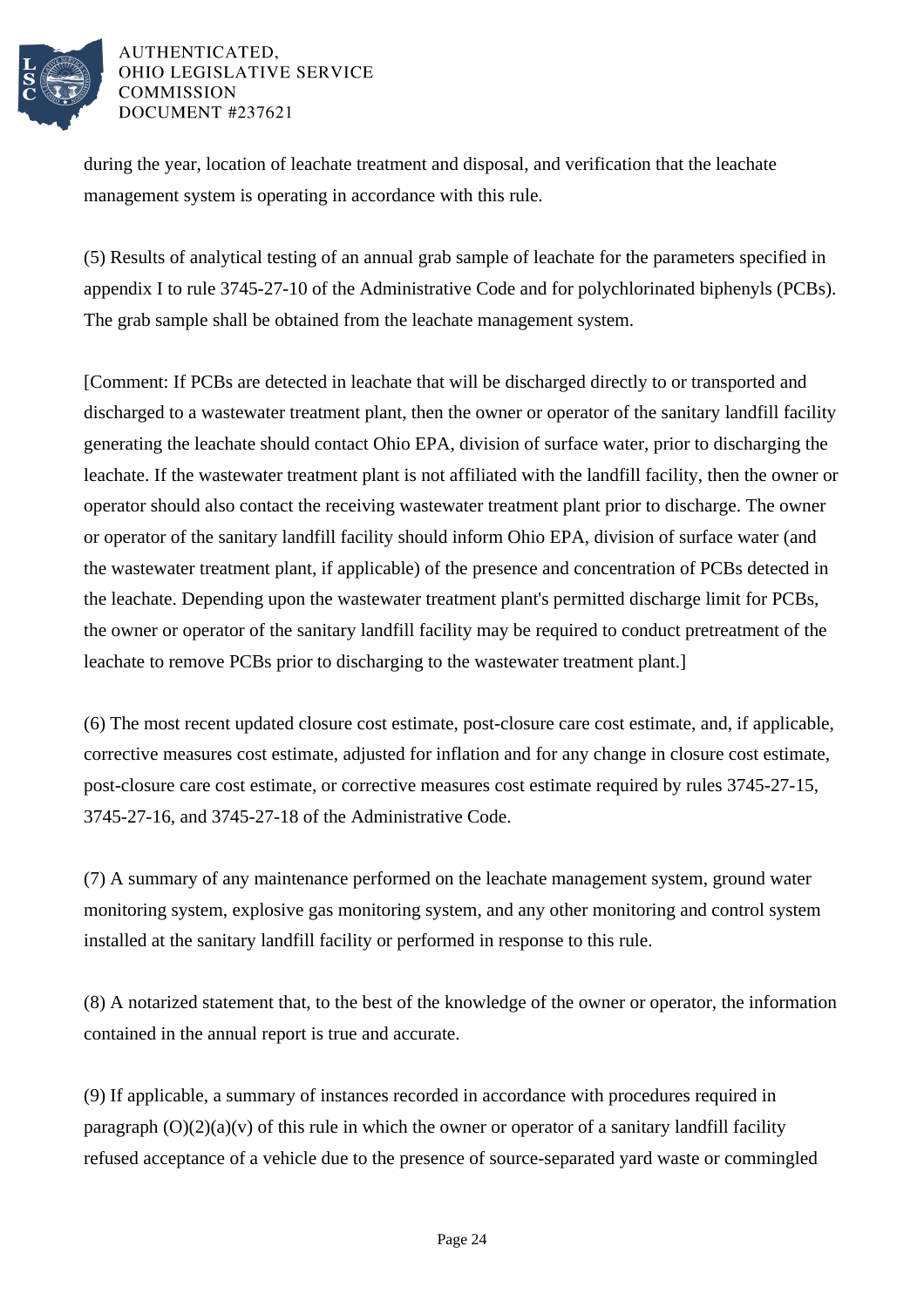during the year, location of leachate treatment and disposal, and verification that the leachate management system is operating in accordance with this rule.

(5) Results of analytical testing of an annual grab sample of leachate for the parameters specified in appendix I to rule 3745-27-10 of the Administrative Code and for polychlorinated biphenyls (PCBs). The grab sample shall be obtained from the leachate management system.

[Comment: If PCBs are detected in leachate that will be discharged directly to or transported and discharged to a wastewater treatment plant, then the owner or operator of the sanitary landfill facility generating the leachate should contact Ohio EPA, division of surface water, prior to discharging the leachate. If the wastewater treatment plant is not affiliated with the landfill facility, then the owner or operator should also contact the receiving wastewater treatment plant prior to discharge. The owner or operator of the sanitary landfill facility should inform Ohio EPA, division of surface water (and the wastewater treatment plant, if applicable) of the presence and concentration of PCBs detected in the leachate. Depending upon the wastewater treatment plant's permitted discharge limit for PCBs, the owner or operator of the sanitary landfill facility may be required to conduct pretreatment of the leachate to remove PCBs prior to discharging to the wastewater treatment plant.]

(6) The most recent updated closure cost estimate, post-closure care cost estimate, and, if applicable, corrective measures cost estimate, adjusted for inflation and for any change in closure cost estimate, post-closure care cost estimate, or corrective measures cost estimate required by rules 3745-27-15, 3745-27-16, and 3745-27-18 of the Administrative Code.

(7) A summary of any maintenance performed on the leachate management system, ground water monitoring system, explosive gas monitoring system, and any other monitoring and control system installed at the sanitary landfill facility or performed in response to this rule.

(8) A notarized statement that, to the best of the knowledge of the owner or operator, the information contained in the annual report is true and accurate.

(9) If applicable, a summary of instances recorded in accordance with procedures required in paragraph (O)(2)(a)(v) of this rule in which the owner or operator of a sanitary landfill facility refused acceptance of a vehicle due to the presence of source-separated yard waste or commingled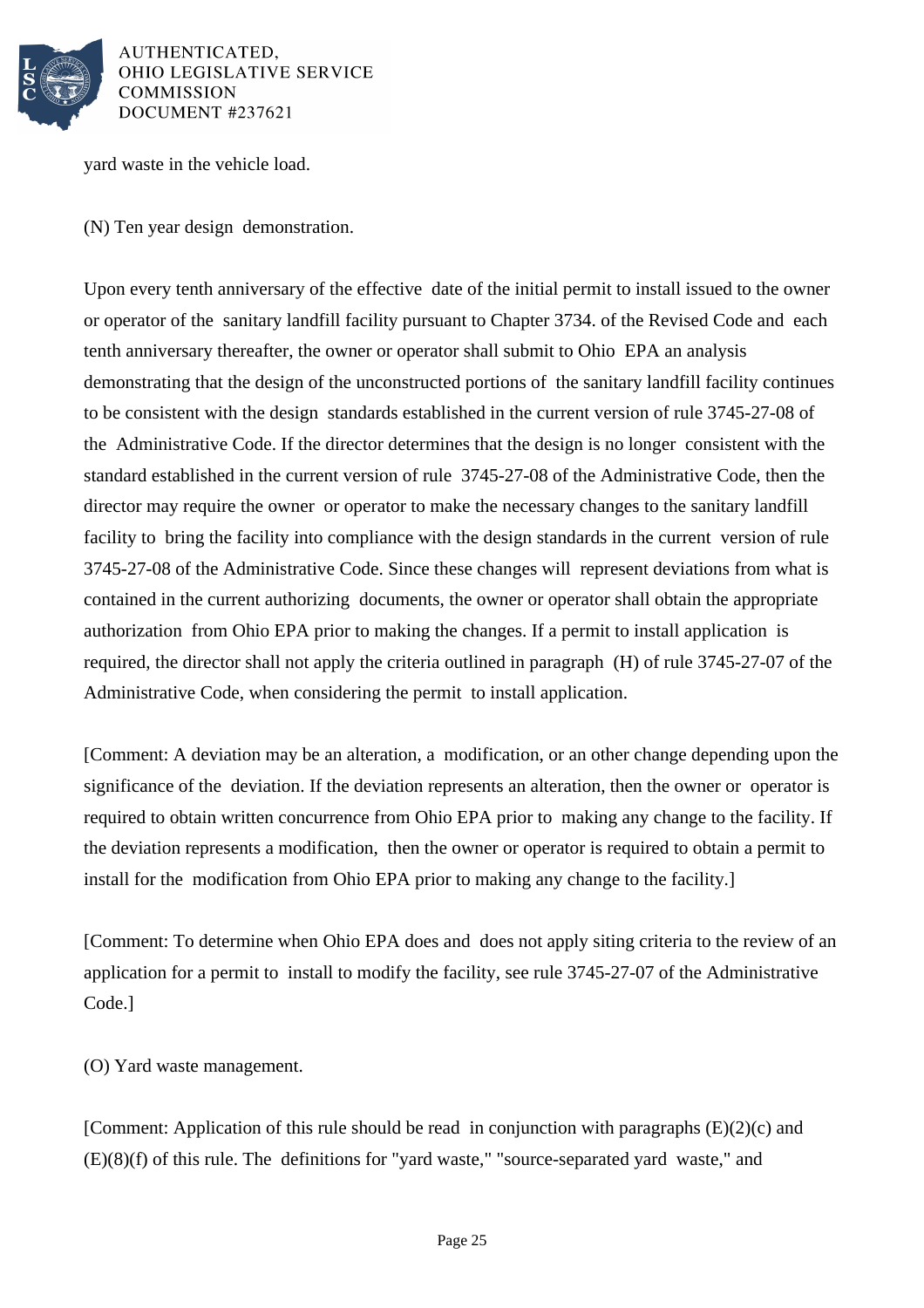yard waste in the vehicle load.

(N) Ten year design demonstration.

Upon every tenth anniversary of the effective date of the initial permit to install issued to the owner or operator of the sanitary landfill facility pursuant to Chapter 3734. of the Revised Code and each tenth anniversary thereafter, the owner or operator shall submit to Ohio EPA an analysis demonstrating that the design of the unconstructed portions of the sanitary landfill facility continues to be consistent with the design standards established in the current version of rule 3745-27-08 of the Administrative Code. If the director determines that the design is no longer consistent with the standard established in the current version of rule 3745-27-08 of the Administrative Code, then the director may require the owner or operator to make the necessary changes to the sanitary landfill facility to bring the facility into compliance with the design standards in the current version of rule 3745-27-08 of the Administrative Code. Since these changes will represent deviations from what is contained in the current authorizing documents, the owner or operator shall obtain the appropriate authorization from Ohio EPA prior to making the changes. If a permit to install application is required, the director shall not apply the criteria outlined in paragraph (H) of rule 3745-27-07 of the Administrative Code, when considering the permit to install application.

[Comment: A deviation may be an alteration, a modification, or an other change depending upon the significance of the deviation. If the deviation represents an alteration, then the owner or operator is required to obtain written concurrence from Ohio EPA prior to making any change to the facility. If the deviation represents a modification, then the owner or operator is required to obtain a permit to install for the modification from Ohio EPA prior to making any change to the facility.]

[Comment: To determine when Ohio EPA does and does not apply siting criteria to the review of an application for a permit to install to modify the facility, see rule 3745-27-07 of the Administrative Code.]

(O) Yard waste management.

[Comment: Application of this rule should be read in conjunction with paragraphs (E)(2)(c) and (E)(8)(f) of this rule. The definitions for "yard waste," "source-separated yard waste," and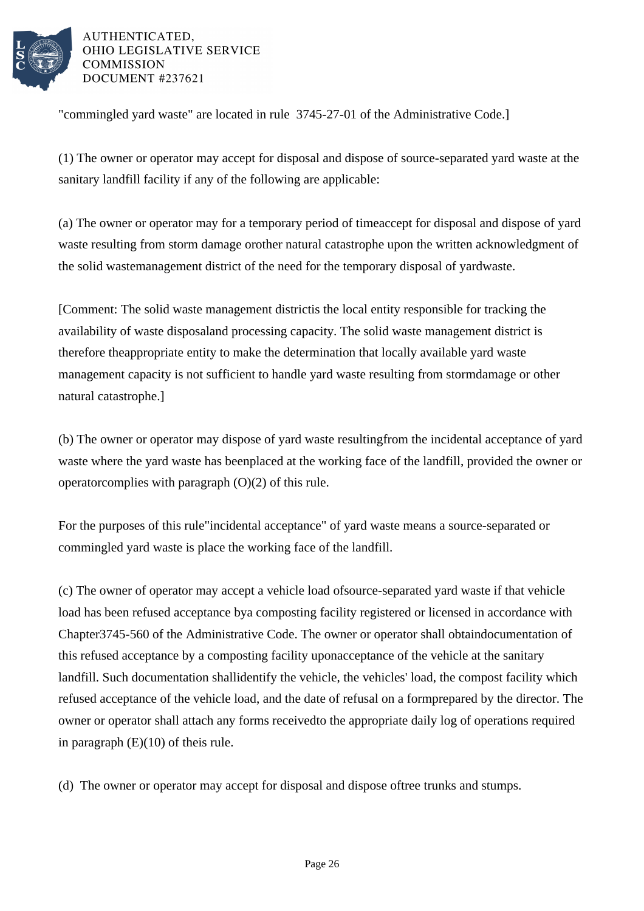"commingled yard waste" are located in rule 3745-27-01 of the Administrative Code.]

(1) The owner or operator may accept for disposal and dispose of source-separated yard waste at the sanitary landfill facility if any of the following are applicable:

(a) The owner or operator may for a temporary period of timeaccept for disposal and dispose of yard waste resulting from storm damage orother natural catastrophe upon the written acknowledgment of the solid wastemanagement district of the need for the temporary disposal of yardwaste.

[Comment: The solid waste management districtis the local entity responsible for tracking the availability of waste disposaland processing capacity. The solid waste management district is therefore theappropriate entity to make the determination that locally available yard waste management capacity is not sufficient to handle yard waste resulting from stormdamage or other natural catastrophe.]

(b) The owner or operator may dispose of yard waste resultingfrom the incidental acceptance of yard waste where the yard waste has beenplaced at the working face of the landfill, provided the owner or operatorcomplies with paragraph (O)(2) of this rule.

For the purposes of this rule"incidental acceptance" of yard waste means a source-separated or commingled yard waste is place the working face of the landfill.

(c) The owner of operator may accept a vehicle load ofsource-separated yard waste if that vehicle load has been refused acceptance bya composting facility registered or licensed in accordance with Chapter3745-560 of the Administrative Code. The owner or operator shall obtaindocumentation of this refused acceptance by a composting facility uponacceptance of the vehicle at the sanitary landfill. Such documentation shallidentify the vehicle, the vehicles' load, the compost facility which refused acceptance of the vehicle load, and the date of refusal on a formprepared by the director. The owner or operator shall attach any forms receivedto the appropriate daily log of operations required in paragraph (E)(10) of theis rule.

(d) The owner or operator may accept for disposal and dispose oftree trunks and stumps.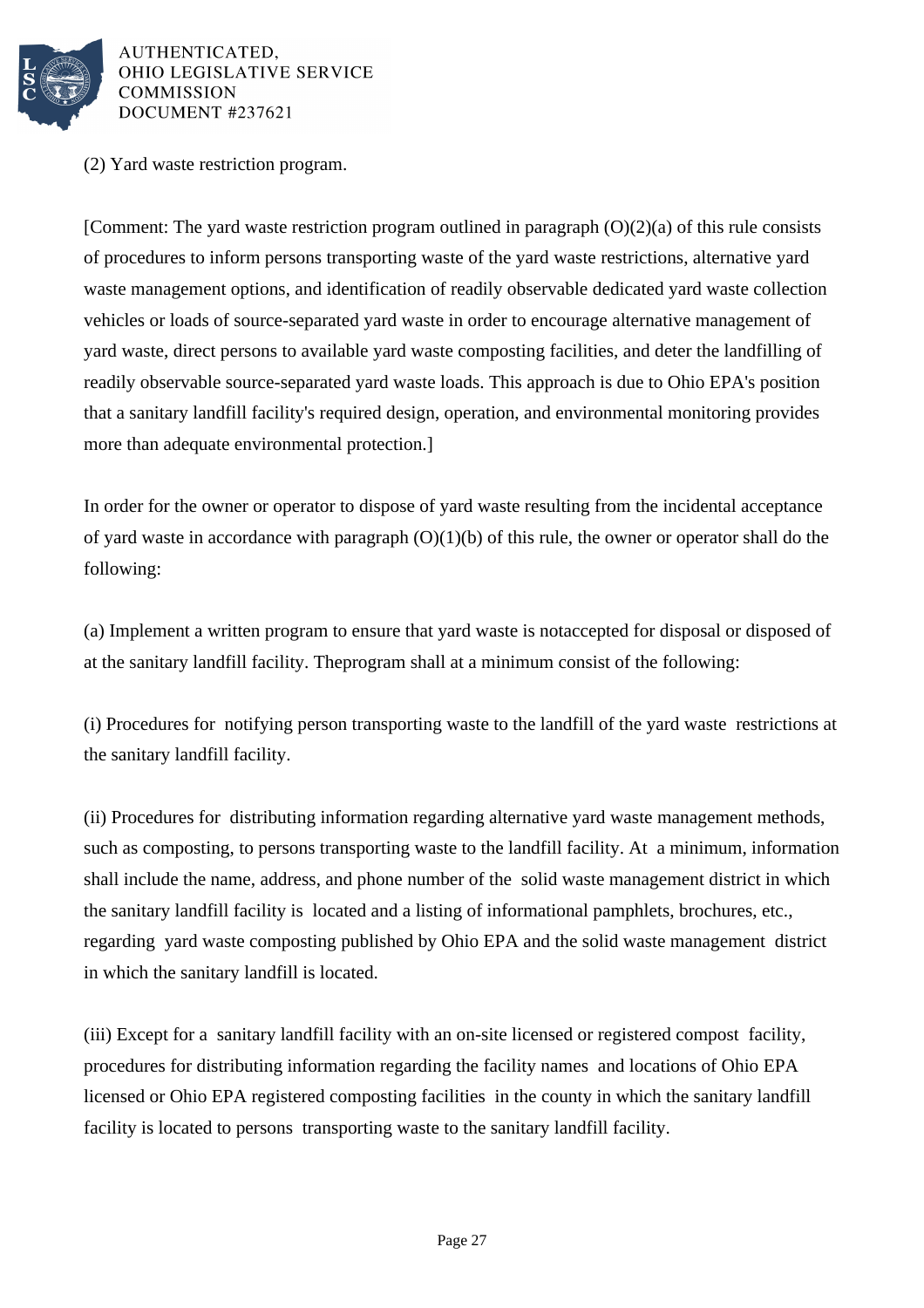(2) Yard waste restriction program.

[Comment: The yard waste restriction program outlined in paragraph (O)(2)(a) of this rule consists of procedures to inform persons transporting waste of the yard waste restrictions, alternative yard waste management options, and identification of readily observable dedicated yard waste collection vehicles or loads of source-separated yard waste in order to encourage alternative management of yard waste, direct persons to available yard waste composting facilities, and deter the landfilling of readily observable source-separated yard waste loads. This approach is due to Ohio EPA's position that a sanitary landfill facility's required design, operation, and environmental monitoring provides more than adequate environmental protection.]

In order for the owner or operator to dispose of yard waste resulting from the incidental acceptance of yard waste in accordance with paragraph (O)(1)(b) of this rule, the owner or operator shall do the following:

(a) Implement a written program to ensure that yard waste is notaccepted for disposal or disposed of at the sanitary landfill facility. Theprogram shall at a minimum consist of the following:

(i) Procedures for notifying person transporting waste to the landfill of the yard waste restrictions at the sanitary landfill facility.

(ii) Procedures for distributing information regarding alternative yard waste management methods, such as composting, to persons transporting waste to the landfill facility. At a minimum, information shall include the name, address, and phone number of the solid waste management district in which the sanitary landfill facility is located and a listing of informational pamphlets, brochures, etc., regarding yard waste composting published by Ohio EPA and the solid waste management district in which the sanitary landfill is located.

(iii) Except for a sanitary landfill facility with an on-site licensed or registered compost facility, procedures for distributing information regarding the facility names and locations of Ohio EPA licensed or Ohio EPA registered composting facilities in the county in which the sanitary landfill facility is located to persons transporting waste to the sanitary landfill facility.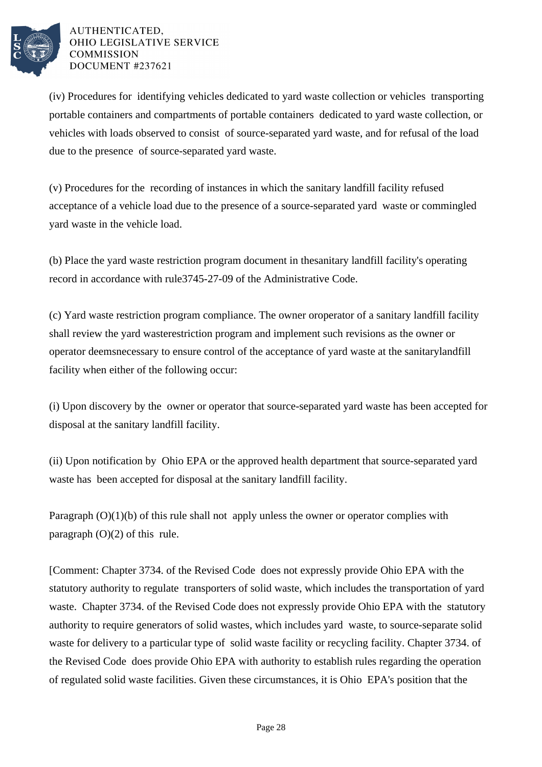(iv) Procedures for identifying vehicles dedicated to yard waste collection or vehicles transporting portable containers and compartments of portable containers dedicated to yard waste collection, or vehicles with loads observed to consist of source-separated yard waste, and for refusal of the load due to the presence of source-separated yard waste.

(v) Procedures for the recording of instances in which the sanitary landfill facility refused acceptance of a vehicle load due to the presence of a source-separated yard waste or commingled yard waste in the vehicle load.

(b) Place the yard waste restriction program document in thesanitary landfill facility's operating record in accordance with rule3745-27-09 of the Administrative Code.

(c) Yard waste restriction program compliance. The owner oroperator of a sanitary landfill facility shall review the yard wasterestriction program and implement such revisions as the owner or operator deemsnecessary to ensure control of the acceptance of yard waste at the sanitarylandfill facility when either of the following occur:

(i) Upon discovery by the owner or operator that source-separated yard waste has been accepted for disposal at the sanitary landfill facility.

(ii) Upon notification by Ohio EPA or the approved health department that source-separated yard waste has been accepted for disposal at the sanitary landfill facility.

Paragraph (O)(1)(b) of this rule shall not apply unless the owner or operator complies with paragraph (O)(2) of this rule.

[Comment: Chapter 3734. of the Revised Code does not expressly provide Ohio EPA with the statutory authority to regulate transporters of solid waste, which includes the transportation of yard waste. Chapter 3734. of the Revised Code does not expressly provide Ohio EPA with the statutory authority to require generators of solid wastes, which includes yard waste, to source-separate solid waste for delivery to a particular type of solid waste facility or recycling facility. Chapter 3734. of the Revised Code does provide Ohio EPA with authority to establish rules regarding the operation of regulated solid waste facilities. Given these circumstances, it is Ohio EPA's position that the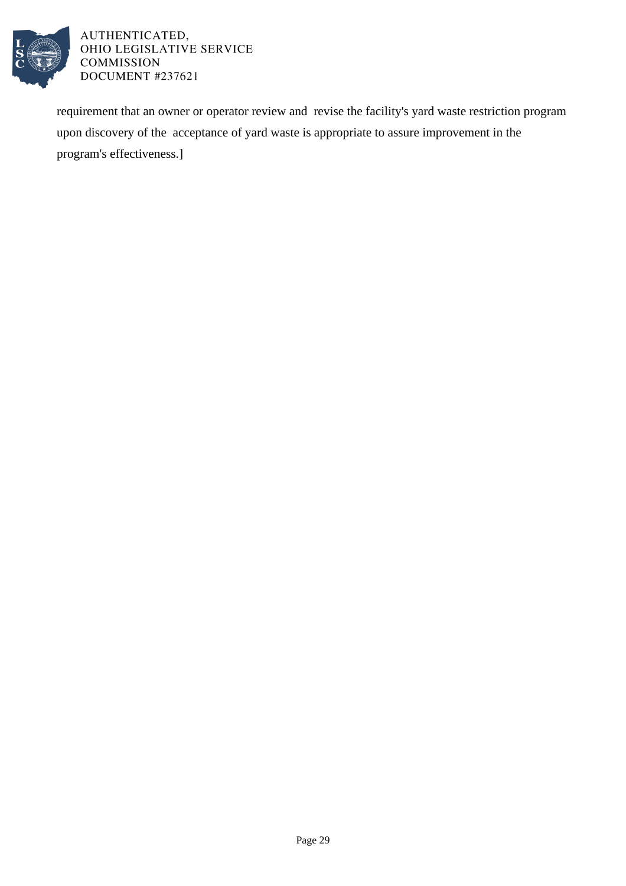requirement that an owner or operator review and revise the facility's yard waste restriction program upon discovery of the acceptance of yard waste is appropriate to assure improvement in the program's effectiveness.]